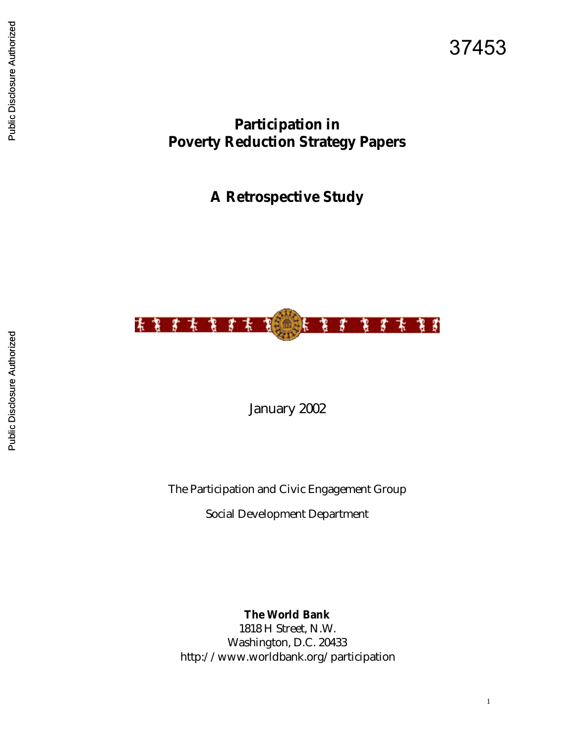37453

# Participation in Poverty Reduction Strategy Papers

## A Retrospective Study

January 2002

The Participation and Civic Engagement Group

Social Development Department

**The World Bank**
1818 H Street, N.W.
Washington, D.C. 20433
http://www.worldbank.org/participation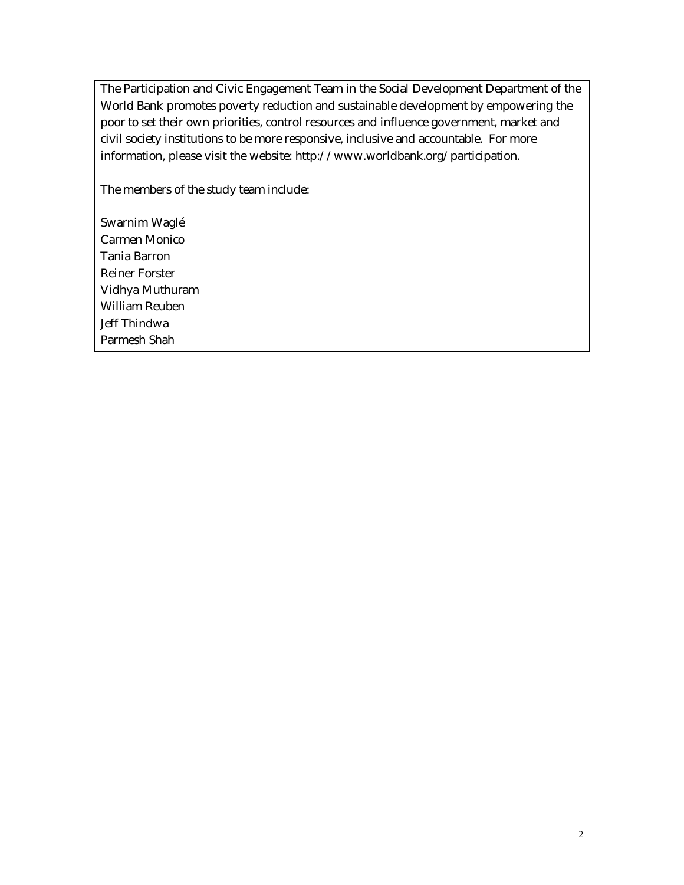The Participation and Civic Engagement Team in the Social Development Department of the World Bank promotes poverty reduction and sustainable development by empowering the poor to set their own priorities, control resources and influence government, market and civil society institutions to be more responsive, inclusive and accountable. For more information, please visit the website: http://www.worldbank.org/participation.

The members of the study team include:

Swarnim Waglé
Carmen Monico
Tania Barron
Reiner Forster
Vidhya Muthuram
William Reuben
Jeff Thindwa
Parmesh Shah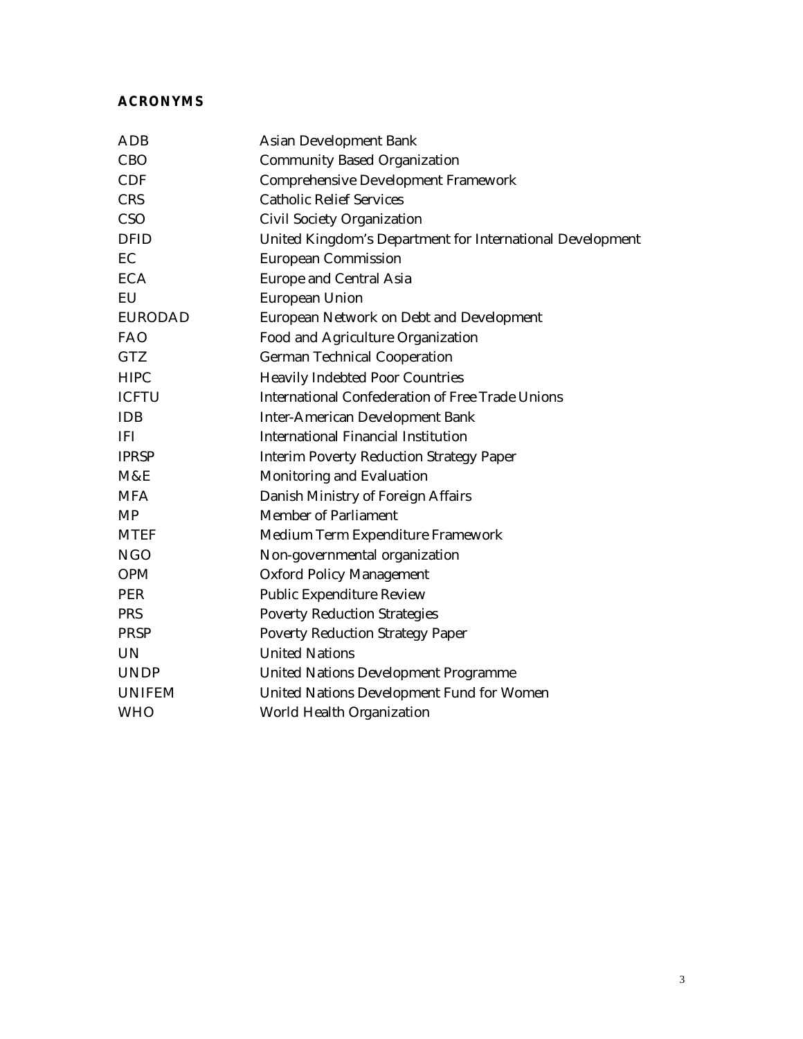## ACRONYMS

| | |
|---|---|
| ADB | Asian Development Bank |
| CBO | Community Based Organization |
| CDF | Comprehensive Development Framework |
| CRS | Catholic Relief Services |
| CSO | Civil Society Organization |
| DFID | United Kingdom's Department for International Development |
| EC | European Commission |
| ECA | Europe and Central Asia |
| EU | European Union |
| EURODAD | European Network on Debt and Development |
| FAO | Food and Agriculture Organization |
| GTZ | German Technical Cooperation |
| HIPC | Heavily Indebted Poor Countries |
| ICFTU | International Confederation of Free Trade Unions |
| IDB | Inter-American Development Bank |
| IFI | International Financial Institution |
| IPRSP | Interim Poverty Reduction Strategy Paper |
| M&E | Monitoring and Evaluation |
| MFA | Danish Ministry of Foreign Affairs |
| MP | Member of Parliament |
| MTEF | Medium Term Expenditure Framework |
| NGO | Non-governmental organization |
| OPM | Oxford Policy Management |
| PER | Public Expenditure Review |
| PRS | Poverty Reduction Strategies |
| PRSP | Poverty Reduction Strategy Paper |
| UN | United Nations |
| UNDP | United Nations Development Programme |
| UNIFEM | United Nations Development Fund for Women |
| WHO | World Health Organization |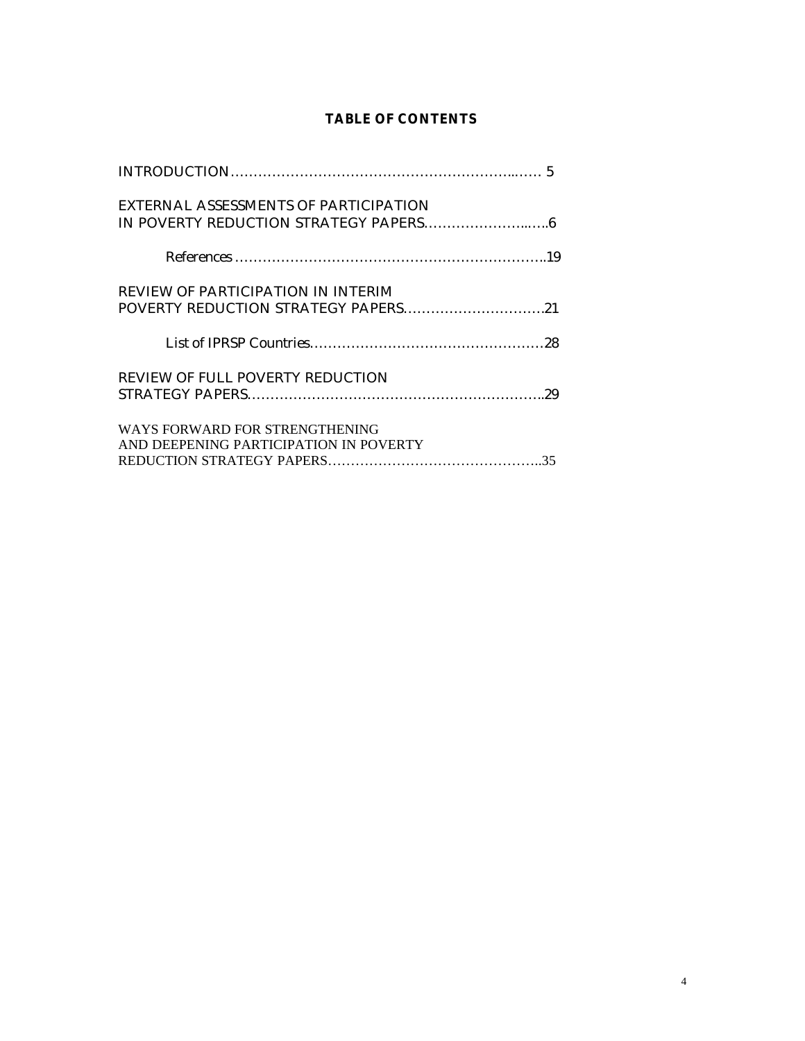## TABLE OF CONTENTS

INTRODUCTION……………………………………………………..…… 5

EXTERNAL ASSESSMENTS OF PARTICIPATION IN POVERTY REDUCTION STRATEGY PAPERS……………………..…..6

References …………………………………………………………..19

REVIEW OF PARTICIPATION IN INTERIM POVERTY REDUCTION STRATEGY PAPERS………………………….21

List of IPRSP Countries……………………………………………28

REVIEW OF FULL POVERTY REDUCTION STRATEGY PAPERS………………………………………………………..29

WAYS FORWARD FOR STRENGTHENING AND DEEPENING PARTICIPATION IN POVERTY REDUCTION STRATEGY PAPERS………………………………………..35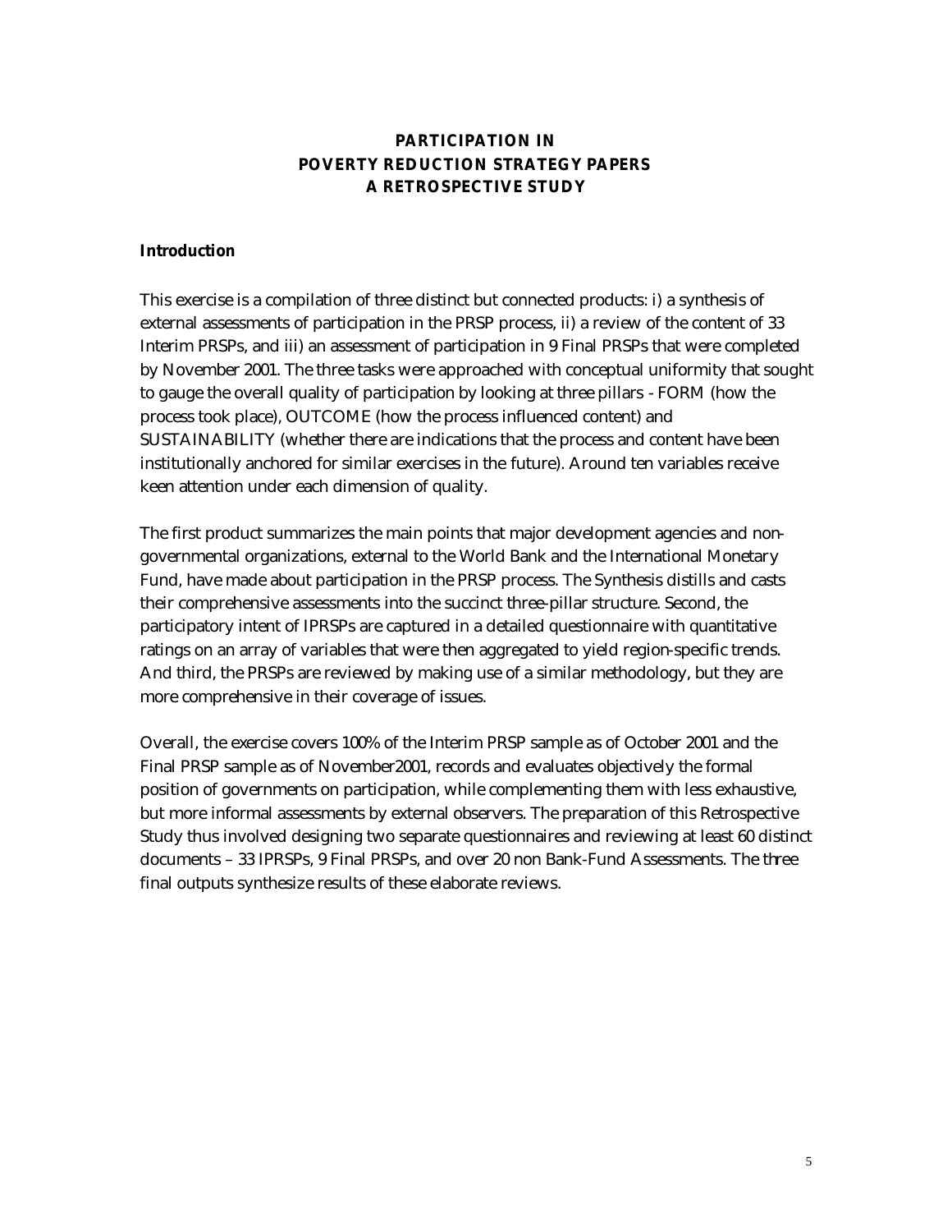# PARTICIPATION IN POVERTY REDUCTION STRATEGY PAPERS A RETROSPECTIVE STUDY

## Introduction

This exercise is a compilation of three distinct but connected products: i) a synthesis of external assessments of participation in the PRSP process, ii) a review of the content of 33 Interim PRSPs, and iii) an assessment of participation in 9 Final PRSPs that were completed by November 2001. The three tasks were approached with conceptual uniformity that sought to gauge the overall quality of participation by looking at three pillars - FORM (how the process took place), OUTCOME (how the process influenced content) and SUSTAINABILITY (whether there are indications that the process and content have been institutionally anchored for similar exercises in the future). Around ten variables receive keen attention under each dimension of quality.

The first product summarizes the main points that major development agencies and non-governmental organizations, external to the World Bank and the International Monetary Fund, have made about participation in the PRSP process. The Synthesis distills and casts their comprehensive assessments into the succinct three-pillar structure. Second, the participatory intent of IPRSPs are captured in a detailed questionnaire with quantitative ratings on an array of variables that were then aggregated to yield region-specific trends. And third, the PRSPs are reviewed by making use of a similar methodology, but they are more comprehensive in their coverage of issues.

Overall, the exercise covers 100% of the Interim PRSP sample as of October 2001 and the Final PRSP sample as of November2001, records and evaluates objectively the formal position of governments on participation, while complementing them with less exhaustive, but more informal assessments by external observers. The preparation of this Retrospective Study thus involved designing two separate questionnaires and reviewing at least 60 distinct documents – 33 IPRSPs, 9 Final PRSPs, and over 20 non Bank-Fund Assessments. The three final outputs synthesize results of these elaborate reviews.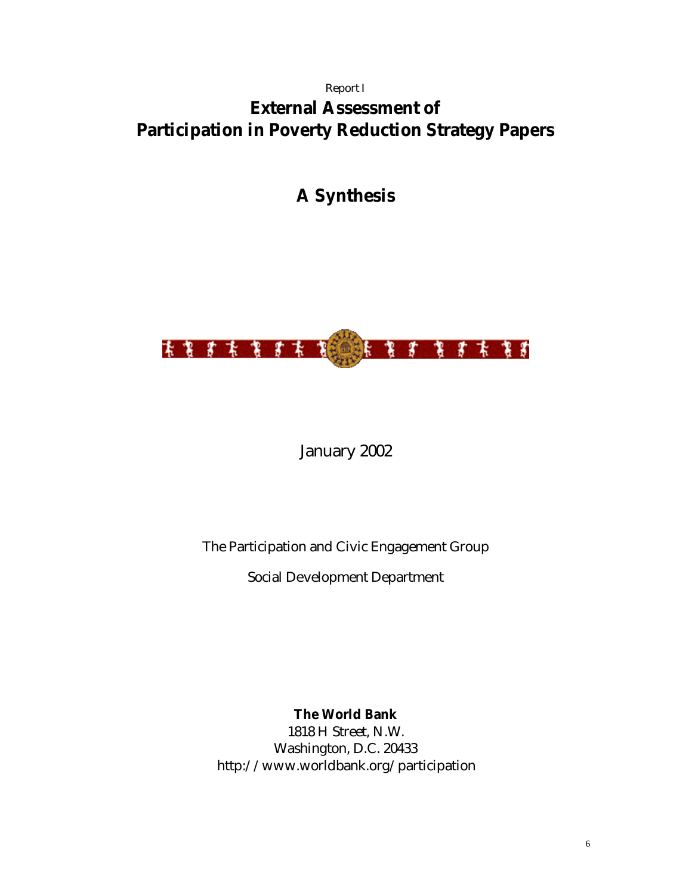Report I

# External Assessment of Participation in Poverty Reduction Strategy Papers

## A Synthesis

January 2002

The Participation and Civic Engagement Group

Social Development Department

**The World Bank**
1818 H Street, N.W.
Washington, D.C. 20433
http://www.worldbank.org/participation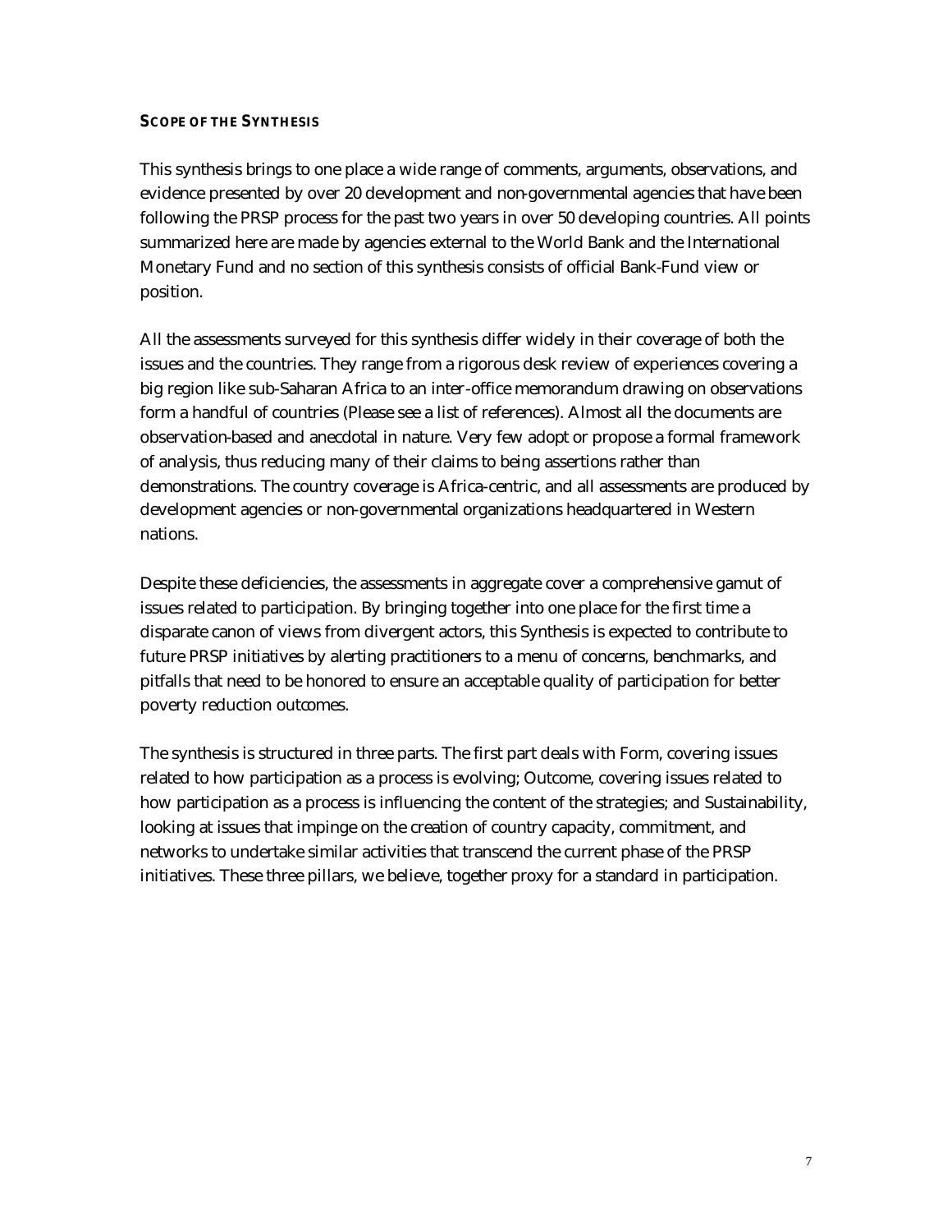## SCOPE OF THE SYNTHESIS

This synthesis brings to one place a wide range of comments, arguments, observations, and evidence presented by over 20 development and non-governmental agencies that have been following the PRSP process for the past two years in over 50 developing countries. All points summarized here are made by agencies external to the World Bank and the International Monetary Fund and no section of this synthesis consists of official Bank-Fund view or position.

All the assessments surveyed for this synthesis differ widely in their coverage of both the issues and the countries. They range from a rigorous desk review of experiences covering a big region like sub-Saharan Africa to an inter-office memorandum drawing on observations form a handful of countries (Please see a list of references). Almost all the documents are observation-based and anecdotal in nature. Very few adopt or propose a formal framework of analysis, thus reducing many of their claims to being assertions rather than demonstrations. The country coverage is Africa-centric, and all assessments are produced by development agencies or non-governmental organizations headquartered in Western nations.

Despite these deficiencies, the assessments in aggregate cover a comprehensive gamut of issues related to participation. By bringing together into one place for the first time a disparate canon of views from divergent actors, this Synthesis is expected to contribute to future PRSP initiatives by alerting practitioners to a menu of concerns, benchmarks, and pitfalls that need to be honored to ensure an acceptable quality of participation for better poverty reduction outcomes.

The synthesis is structured in three parts. The first part deals with Form, covering issues related to how participation as a process is evolving; Outcome, covering issues related to how participation as a process is influencing the content of the strategies; and Sustainability, looking at issues that impinge on the creation of country capacity, commitment, and networks to undertake similar activities that transcend the current phase of the PRSP initiatives. These three pillars, we believe, together proxy for a standard in participation.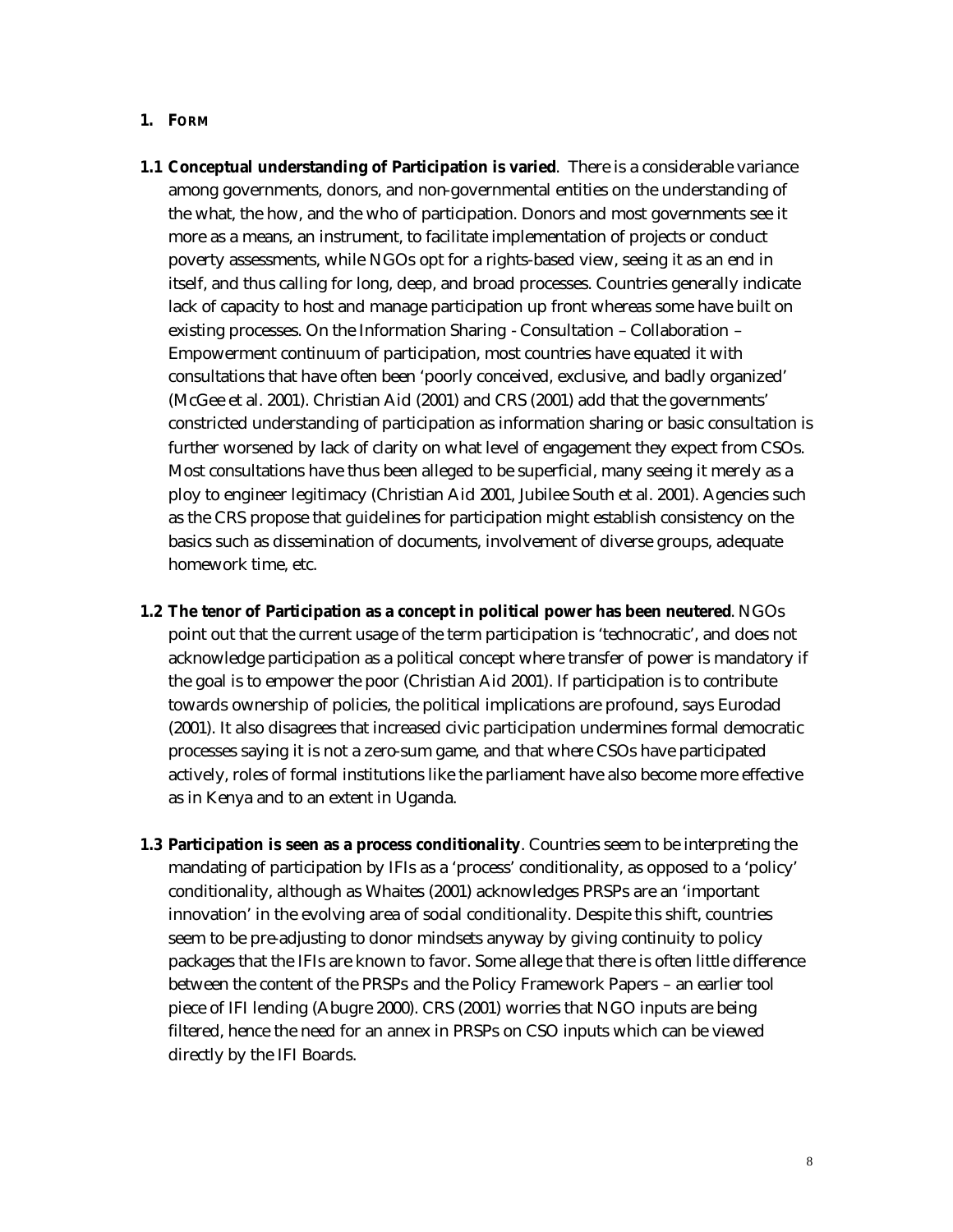## 1. FORM

**1.1 Conceptual understanding of Participation is varied**. There is a considerable variance among governments, donors, and non-governmental entities on the understanding of the what, the how, and the who of participation. Donors and most governments see it more as a means, an instrument, to facilitate implementation of projects or conduct poverty assessments, while NGOs opt for a rights-based view, seeing it as an end in itself, and thus calling for long, deep, and broad processes. Countries generally indicate lack of capacity to host and manage participation up front whereas some have built on existing processes. On the Information Sharing - Consultation – Collaboration – Empowerment continuum of participation, most countries have equated it with consultations that have often been 'poorly conceived, exclusive, and badly organized' (McGee et al. 2001). Christian Aid (2001) and CRS (2001) add that the governments' constricted understanding of participation as information sharing or basic consultation is further worsened by lack of clarity on what level of engagement they expect from CSOs. Most consultations have thus been alleged to be superficial, many seeing it merely as a ploy to engineer legitimacy (Christian Aid 2001, Jubilee South et al. 2001). Agencies such as the CRS propose that guidelines for participation might establish consistency on the basics such as dissemination of documents, involvement of diverse groups, adequate homework time, etc.

**1.2 The tenor of Participation as a concept in political power has been neutered**. NGOs point out that the current usage of the term participation is 'technocratic', and does not acknowledge participation as a political concept where transfer of power is mandatory if the goal is to empower the poor (Christian Aid 2001). If participation is to contribute towards ownership of policies, the political implications are profound, says Eurodad (2001). It also disagrees that increased civic participation undermines formal democratic processes saying it is not a zero-sum game, and that where CSOs have participated actively, roles of formal institutions like the parliament have also become more effective as in Kenya and to an extent in Uganda.

**1.3 Participation is seen as a process conditionality**. Countries seem to be interpreting the mandating of participation by IFIs as a 'process' conditionality, as opposed to a 'policy' conditionality, although as Whaites (2001) acknowledges PRSPs are an 'important innovation' in the evolving area of social conditionality. Despite this shift, countries seem to be pre-adjusting to donor mindsets anyway by giving continuity to policy packages that the IFIs are known to favor. Some allege that there is often little difference between the content of the PRSPs and the Policy Framework Papers – an earlier tool piece of IFI lending (Abugre 2000). CRS (2001) worries that NGO inputs are being filtered, hence the need for an annex in PRSPs on CSO inputs which can be viewed directly by the IFI Boards.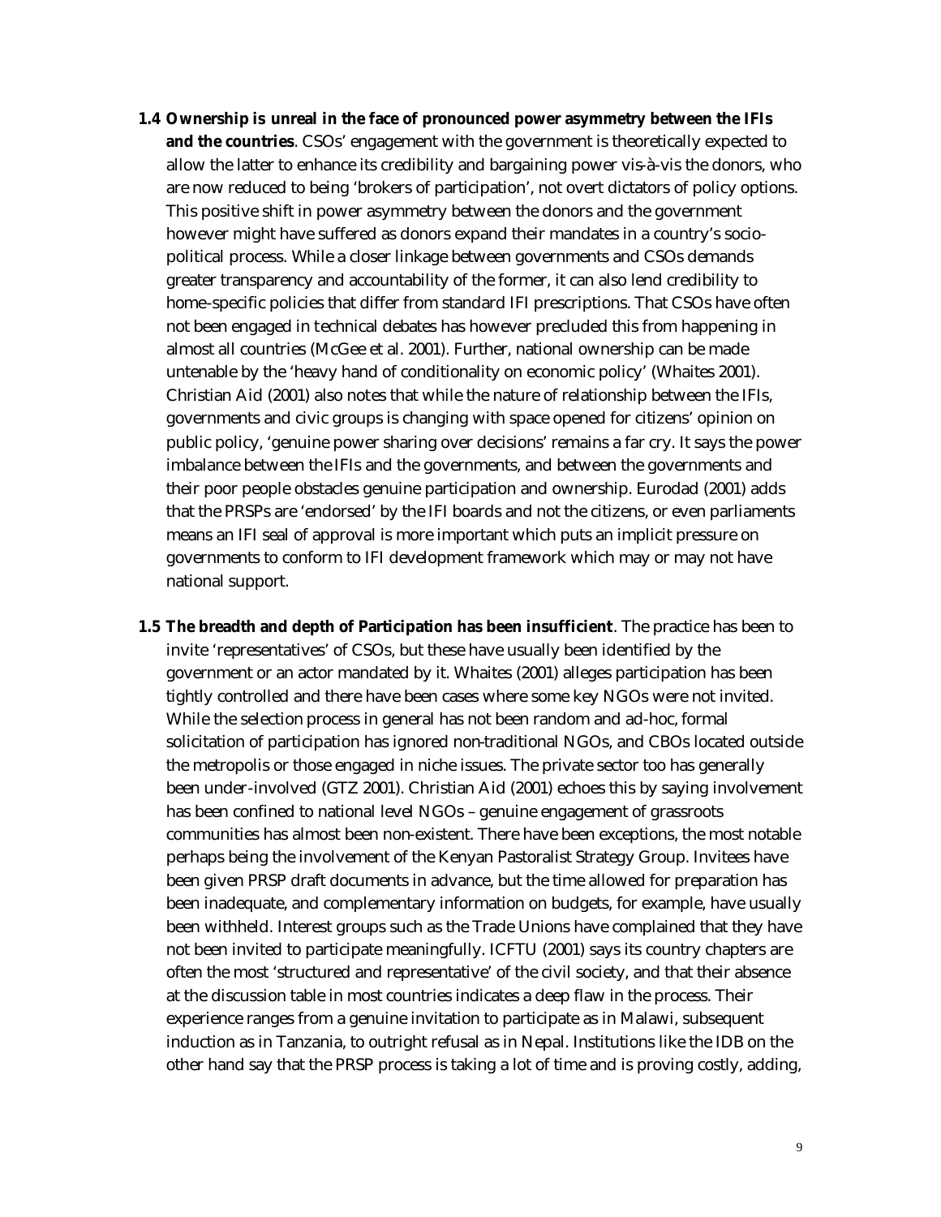**1.4 Ownership is unreal in the face of pronounced power asymmetry between the IFIs and the countries**. CSOs' engagement with the government is theoretically expected to allow the latter to enhance its credibility and bargaining power vis-à-vis the donors, who are now reduced to being 'brokers of participation', not overt dictators of policy options. This positive shift in power asymmetry between the donors and the government however might have suffered as donors expand their mandates in a country's socio-political process. While a closer linkage between governments and CSOs demands greater transparency and accountability of the former, it can also lend credibility to home-specific policies that differ from standard IFI prescriptions. That CSOs have often not been engaged in technical debates has however precluded this from happening in almost all countries (McGee et al. 2001). Further, national ownership can be made untenable by the 'heavy hand of conditionality on economic policy' (Whaites 2001). Christian Aid (2001) also notes that while the nature of relationship between the IFIs, governments and civic groups is changing with space opened for citizens' opinion on public policy, 'genuine power sharing over decisions' remains a far cry. It says the power imbalance between the IFIs and the governments, and between the governments and their poor people obstacles genuine participation and ownership. Eurodad (2001) adds that the PRSPs are 'endorsed' by the IFI boards and not the citizens, or even parliaments means an IFI seal of approval is more important which puts an implicit pressure on governments to conform to IFI development framework which may or may not have national support.

**1.5 The breadth and depth of Participation has been insufficient**. The practice has been to invite 'representatives' of CSOs, but these have usually been identified by the government or an actor mandated by it. Whaites (2001) alleges participation has been tightly controlled and there have been cases where some key NGOs were not invited. While the selection process in general has not been random and ad-hoc, formal solicitation of participation has ignored non-traditional NGOs, and CBOs located outside the metropolis or those engaged in niche issues. The private sector too has generally been under-involved (GTZ 2001). Christian Aid (2001) echoes this by saying involvement has been confined to national level NGOs – genuine engagement of grassroots communities has almost been non-existent. There have been exceptions, the most notable perhaps being the involvement of the Kenyan Pastoralist Strategy Group. Invitees have been given PRSP draft documents in advance, but the time allowed for preparation has been inadequate, and complementary information on budgets, for example, have usually been withheld. Interest groups such as the Trade Unions have complained that they have not been invited to participate meaningfully. ICFTU (2001) says its country chapters are often the most 'structured and representative' of the civil society, and that their absence at the discussion table in most countries indicates a deep flaw in the process. Their experience ranges from a genuine invitation to participate as in Malawi, subsequent induction as in Tanzania, to outright refusal as in Nepal. Institutions like the IDB on the other hand say that the PRSP process is taking a lot of time and is proving costly, adding,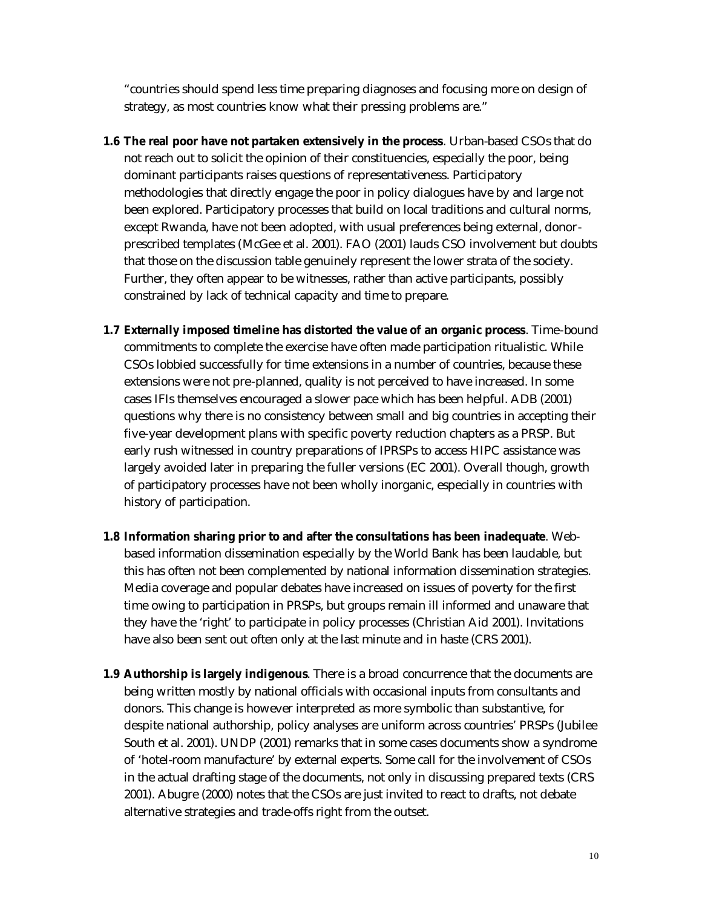"countries should spend less time preparing diagnoses and focusing more on design of strategy, as most countries know what their pressing problems are."

**1.6 The real poor have not partaken extensively in the process**. Urban-based CSOs that do not reach out to solicit the opinion of their constituencies, especially the poor, being dominant participants raises questions of representativeness. Participatory methodologies that directly engage the poor in policy dialogues have by and large not been explored. Participatory processes that build on local traditions and cultural norms, except Rwanda, have not been adopted, with usual preferences being external, donor-prescribed templates (McGee et al. 2001). FAO (2001) lauds CSO involvement but doubts that those on the discussion table genuinely represent the lower strata of the society. Further, they often appear to be witnesses, rather than active participants, possibly constrained by lack of technical capacity and time to prepare.

**1.7 Externally imposed timeline has distorted the value of an organic process**. Time-bound commitments to complete the exercise have often made participation ritualistic. While CSOs lobbied successfully for time extensions in a number of countries, because these extensions were not pre-planned, quality is not perceived to have increased. In some cases IFIs themselves encouraged a slower pace which has been helpful. ADB (2001) questions why there is no consistency between small and big countries in accepting their five-year development plans with specific poverty reduction chapters as a PRSP. But early rush witnessed in country preparations of IPRSPs to access HIPC assistance was largely avoided later in preparing the fuller versions (EC 2001). Overall though, growth of participatory processes have not been wholly inorganic, especially in countries with history of participation.

**1.8 Information sharing prior to and after the consultations has been inadequate**. Web-based information dissemination especially by the World Bank has been laudable, but this has often not been complemented by national information dissemination strategies. Media coverage and popular debates have increased on issues of poverty for the first time owing to participation in PRSPs, but groups remain ill informed and unaware that they have the 'right' to participate in policy processes (Christian Aid 2001). Invitations have also been sent out often only at the last minute and in haste (CRS 2001).

**1.9 Authorship is largely indigenous**. There is a broad concurrence that the documents are being written mostly by national officials with occasional inputs from consultants and donors. This change is however interpreted as more symbolic than substantive, for despite national authorship, policy analyses are uniform across countries' PRSPs (Jubilee South et al. 2001). UNDP (2001) remarks that in some cases documents show a syndrome of 'hotel-room manufacture' by external experts. Some call for the involvement of CSOs in the actual drafting stage of the documents, not only in discussing prepared texts (CRS 2001). Abugre (2000) notes that the CSOs are just invited to react to drafts, not debate alternative strategies and trade-offs right from the outset.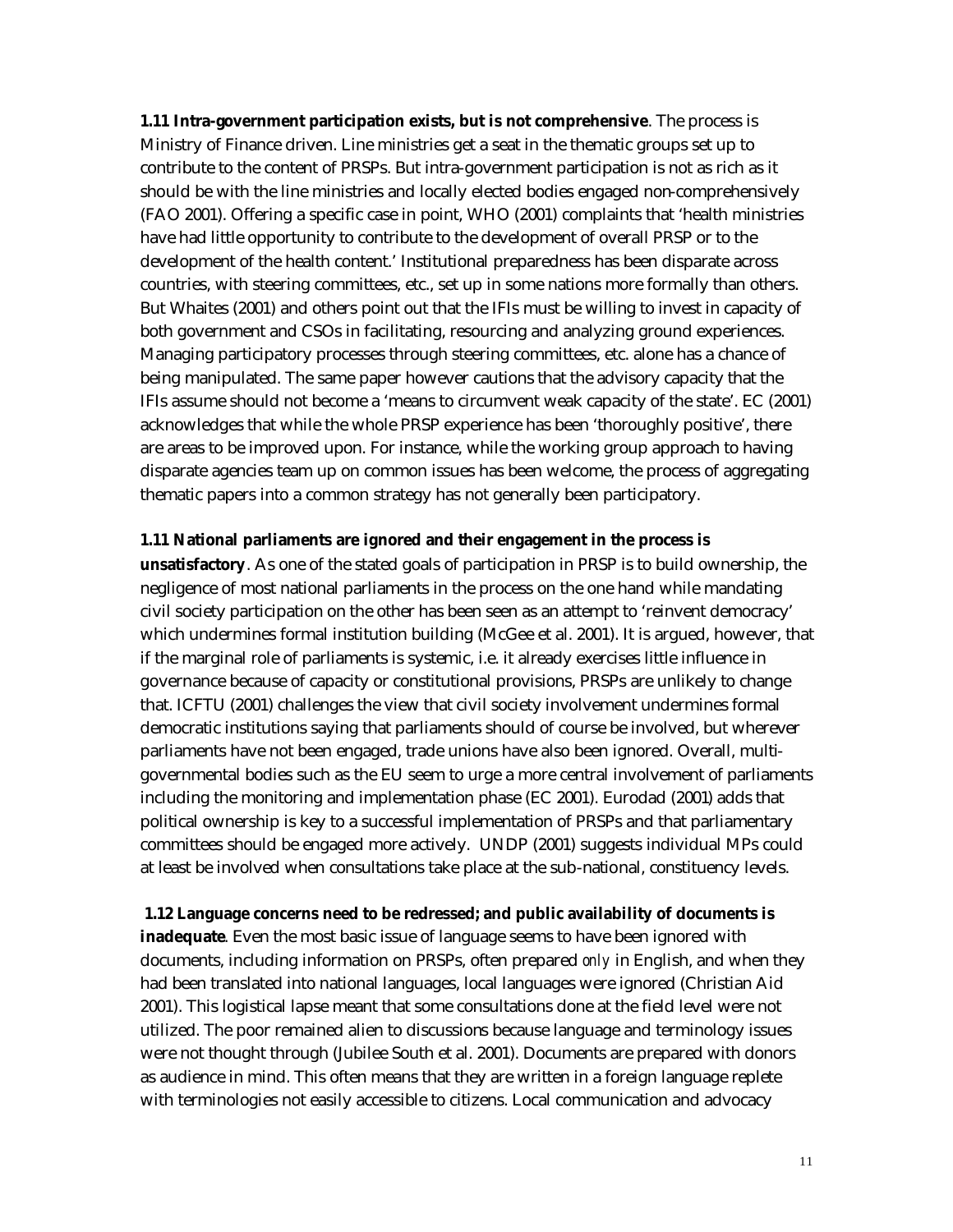**1.11 Intra-government participation exists, but is not comprehensive**. The process is Ministry of Finance driven. Line ministries get a seat in the thematic groups set up to contribute to the content of PRSPs. But intra-government participation is not as rich as it should be with the line ministries and locally elected bodies engaged non-comprehensively (FAO 2001). Offering a specific case in point, WHO (2001) complaints that 'health ministries have had little opportunity to contribute to the development of overall PRSP or to the development of the health content.' Institutional preparedness has been disparate across countries, with steering committees, etc., set up in some nations more formally than others. But Whaites (2001) and others point out that the IFIs must be willing to invest in capacity of both government and CSOs in facilitating, resourcing and analyzing ground experiences. Managing participatory processes through steering committees, etc. alone has a chance of being manipulated. The same paper however cautions that the advisory capacity that the IFIs assume should not become a 'means to circumvent weak capacity of the state'. EC (2001) acknowledges that while the whole PRSP experience has been 'thoroughly positive', there are areas to be improved upon. For instance, while the working group approach to having disparate agencies team up on common issues has been welcome, the process of aggregating thematic papers into a common strategy has not generally been participatory.

**1.11 National parliaments are ignored and their engagement in the process is unsatisfactory**. As one of the stated goals of participation in PRSP is to build ownership, the negligence of most national parliaments in the process on the one hand while mandating civil society participation on the other has been seen as an attempt to 'reinvent democracy' which undermines formal institution building (McGee et al. 2001). It is argued, however, that if the marginal role of parliaments is systemic, i.e. it already exercises little influence in governance because of capacity or constitutional provisions, PRSPs are unlikely to change that. ICFTU (2001) challenges the view that civil society involvement undermines formal democratic institutions saying that parliaments should of course be involved, but wherever parliaments have not been engaged, trade unions have also been ignored. Overall, multi-governmental bodies such as the EU seem to urge a more central involvement of parliaments including the monitoring and implementation phase (EC 2001). Eurodad (2001) adds that political ownership is key to a successful implementation of PRSPs and that parliamentary committees should be engaged more actively. UNDP (2001) suggests individual MPs could at least be involved when consultations take place at the sub-national, constituency levels.

**1.12 Language concerns need to be redressed; and public availability of documents is inadequate**. Even the most basic issue of language seems to have been ignored with documents, including information on PRSPs, often prepared *only* in English, and when they had been translated into national languages, local languages were ignored (Christian Aid 2001). This logistical lapse meant that some consultations done at the field level were not utilized. The poor remained alien to discussions because language and terminology issues were not thought through (Jubilee South et al. 2001). Documents are prepared with donors as audience in mind. This often means that they are written in a foreign language replete with terminologies not easily accessible to citizens. Local communication and advocacy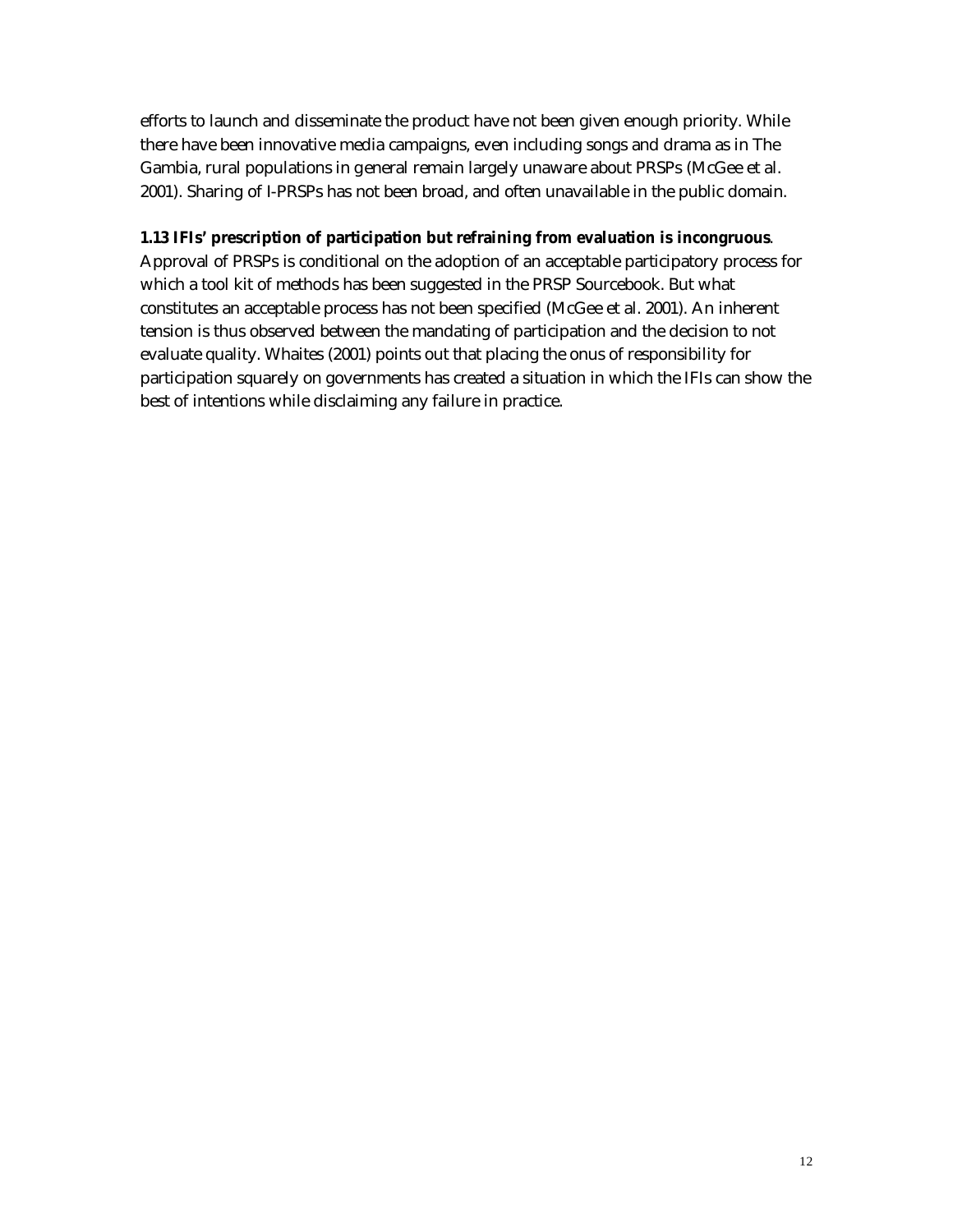efforts to launch and disseminate the product have not been given enough priority. While there have been innovative media campaigns, even including songs and drama as in The Gambia, rural populations in general remain largely unaware about PRSPs (McGee et al. 2001). Sharing of I-PRSPs has not been broad, and often unavailable in the public domain.

**1.13 IFIs' prescription of participation but refraining from evaluation is incongruous**. Approval of PRSPs is conditional on the adoption of an acceptable participatory process for which a tool kit of methods has been suggested in the PRSP Sourcebook. But what constitutes an acceptable process has not been specified (McGee et al. 2001). An inherent tension is thus observed between the mandating of participation and the decision to not evaluate quality. Whaites (2001) points out that placing the onus of responsibility for participation squarely on governments has created a situation in which the IFIs can show the best of intentions while disclaiming any failure in practice.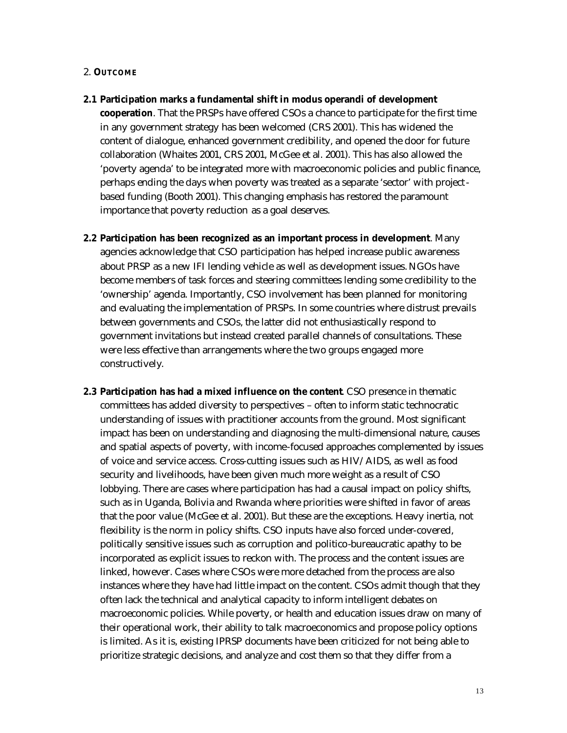## 2. OUTCOME

**2.1 Participation marks a fundamental shift in modus operandi of development cooperation**. That the PRSPs have offered CSOs a chance to participate for the first time in any government strategy has been welcomed (CRS 2001). This has widened the content of dialogue, enhanced government credibility, and opened the door for future collaboration (Whaites 2001, CRS 2001, McGee et al. 2001). This has also allowed the 'poverty agenda' to be integrated more with macroeconomic policies and public finance, perhaps ending the days when poverty was treated as a separate 'sector' with project-based funding (Booth 2001). This changing emphasis has restored the paramount importance that poverty reduction as a goal deserves.

**2.2 Participation has been recognized as an important process in development**. Many agencies acknowledge that CSO participation has helped increase public awareness about PRSP as a new IFI lending vehicle as well as development issues. NGOs have become members of task forces and steering committees lending some credibility to the 'ownership' agenda. Importantly, CSO involvement has been planned for monitoring and evaluating the implementation of PRSPs. In some countries where distrust prevails between governments and CSOs, the latter did not enthusiastically respond to government invitations but instead created parallel channels of consultations. These were less effective than arrangements where the two groups engaged more constructively.

**2.3 Participation has had a mixed influence on the content**. CSO presence in thematic committees has added diversity to perspectives – often to inform static technocratic understanding of issues with practitioner accounts from the ground. Most significant impact has been on understanding and diagnosing the multi-dimensional nature, causes and spatial aspects of poverty, with income-focused approaches complemented by issues of voice and service access. Cross-cutting issues such as HIV/AIDS, as well as food security and livelihoods, have been given much more weight as a result of CSO lobbying. There are cases where participation has had a causal impact on policy shifts, such as in Uganda, Bolivia and Rwanda where priorities were shifted in favor of areas that the poor value (McGee et al. 2001). But these are the exceptions. Heavy inertia, not flexibility is the norm in policy shifts. CSO inputs have also forced under-covered, politically sensitive issues such as corruption and politico-bureaucratic apathy to be incorporated as explicit issues to reckon with. The process and the content issues are linked, however. Cases where CSOs were more detached from the process are also instances where they have had little impact on the content. CSOs admit though that they often lack the technical and analytical capacity to inform intelligent debates on macroeconomic policies. While poverty, or health and education issues draw on many of their operational work, their ability to talk macroeconomics and propose policy options is limited. As it is, existing IPRSP documents have been criticized for not being able to prioritize strategic decisions, and analyze and cost them so that they differ from a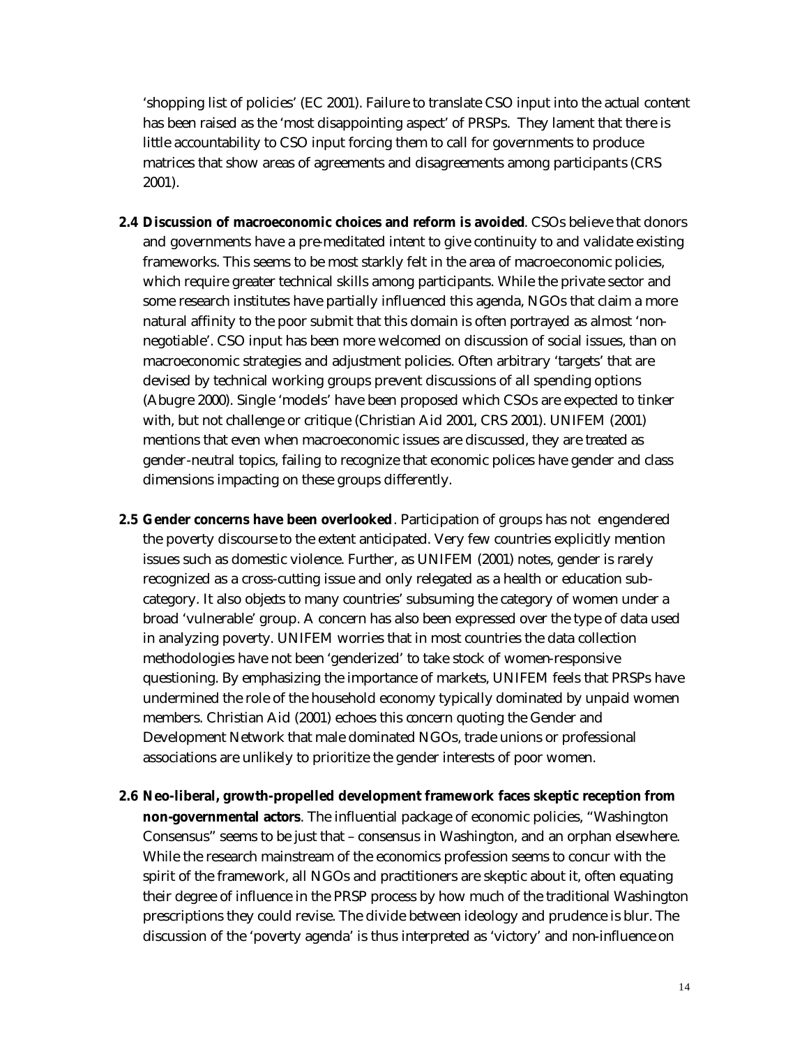'shopping list of policies' (EC 2001). Failure to translate CSO input into the actual content has been raised as the 'most disappointing aspect' of PRSPs. They lament that there is little accountability to CSO input forcing them to call for governments to produce matrices that show areas of agreements and disagreements among participants (CRS 2001).

**2.4 Discussion of macroeconomic choices and reform is avoided**. CSOs believe that donors and governments have a pre-meditated intent to give continuity to and validate existing frameworks. This seems to be most starkly felt in the area of macroeconomic policies, which require greater technical skills among participants. While the private sector and some research institutes have partially influenced this agenda, NGOs that claim a more natural affinity to the poor submit that this domain is often portrayed as almost 'non-negotiable'. CSO input has been more welcomed on discussion of social issues, than on macroeconomic strategies and adjustment policies. Often arbitrary 'targets' that are devised by technical working groups prevent discussions of all spending options (Abugre 2000). Single 'models' have been proposed which CSOs are expected to tinker with, but not challenge or critique (Christian Aid 2001, CRS 2001). UNIFEM (2001) mentions that even when macroeconomic issues are discussed, they are treated as gender-neutral topics, failing to recognize that economic polices have gender and class dimensions impacting on these groups differently.

**2.5 Gender concerns have been overlooked**. Participation of groups has not engendered the poverty discourse to the extent anticipated. Very few countries explicitly mention issues such as domestic violence. Further, as UNIFEM (2001) notes, gender is rarely recognized as a cross-cutting issue and only relegated as a health or education sub-category. It also objects to many countries' subsuming the category of women under a broad 'vulnerable' group. A concern has also been expressed over the type of data used in analyzing poverty. UNIFEM worries that in most countries the data collection methodologies have not been 'genderized' to take stock of women-responsive questioning. By emphasizing the importance of markets, UNIFEM feels that PRSPs have undermined the role of the household economy typically dominated by unpaid women members. Christian Aid (2001) echoes this concern quoting the Gender and Development Network that male dominated NGOs, trade unions or professional associations are unlikely to prioritize the gender interests of poor women.

**2.6 Neo-liberal, growth-propelled development framework faces skeptic reception from non-governmental actors**. The influential package of economic policies, "Washington Consensus" seems to be just that – consensus in Washington, and an orphan elsewhere. While the research mainstream of the economics profession seems to concur with the spirit of the framework, all NGOs and practitioners are skeptic about it, often equating their degree of influence in the PRSP process by how much of the traditional Washington prescriptions they could revise. The divide between ideology and prudence is blur. The discussion of the 'poverty agenda' is thus interpreted as 'victory' and non-influence on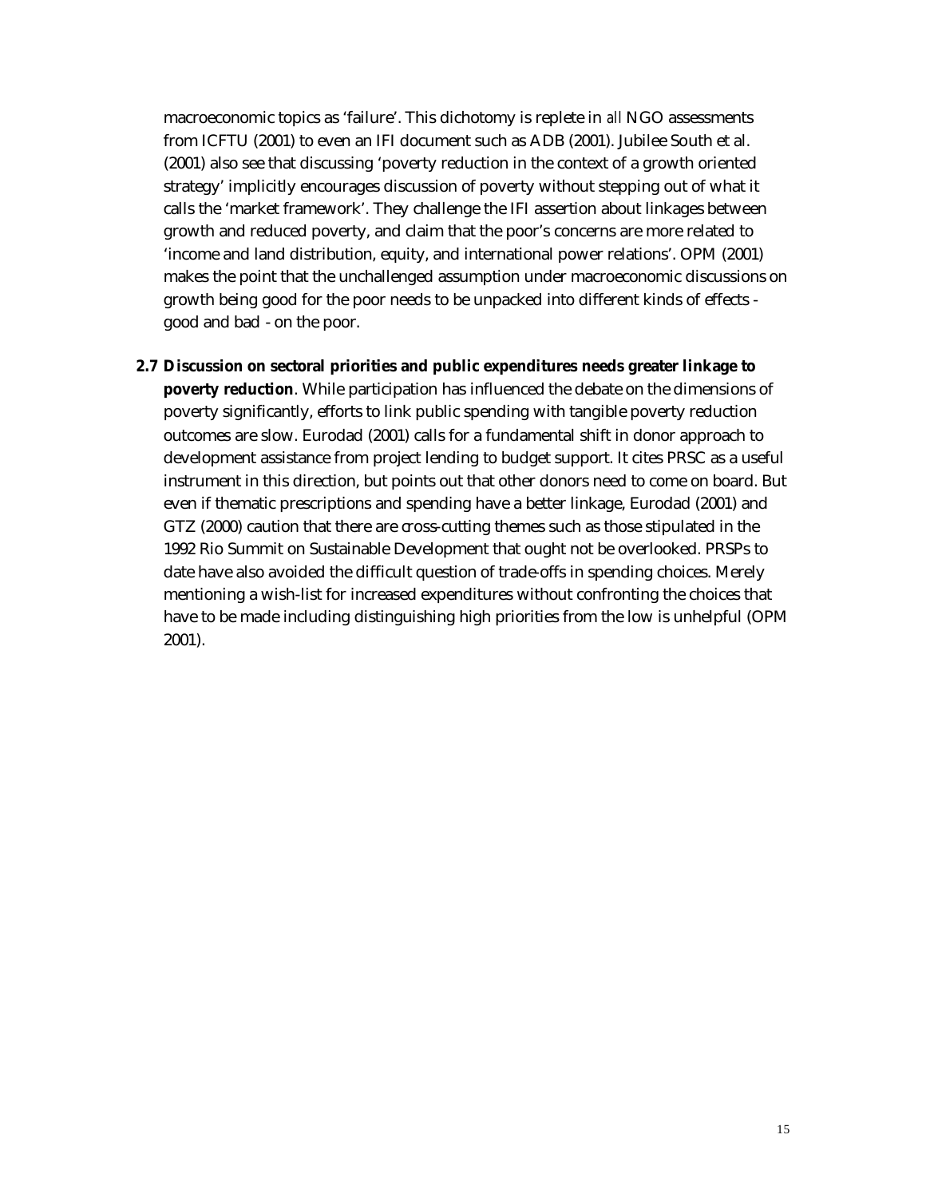macroeconomic topics as 'failure'. This dichotomy is replete in *all* NGO assessments from ICFTU (2001) to even an IFI document such as ADB (2001). Jubilee South et al. (2001) also see that discussing 'poverty reduction in the context of a growth oriented strategy' implicitly encourages discussion of poverty without stepping out of what it calls the 'market framework'. They challenge the IFI assertion about linkages between growth and reduced poverty, and claim that the poor's concerns are more related to 'income and land distribution, equity, and international power relations'. OPM (2001) makes the point that the unchallenged assumption under macroeconomic discussions on growth being good for the poor needs to be unpacked into different kinds of effects - good and bad - on the poor.

**2.7 Discussion on sectoral priorities and public expenditures needs greater linkage to poverty reduction**. While participation has influenced the debate on the dimensions of poverty significantly, efforts to link public spending with tangible poverty reduction outcomes are slow. Eurodad (2001) calls for a fundamental shift in donor approach to development assistance from project lending to budget support. It cites PRSC as a useful instrument in this direction, but points out that other donors need to come on board. But even if thematic prescriptions and spending have a better linkage, Eurodad (2001) and GTZ (2000) caution that there are cross-cutting themes such as those stipulated in the 1992 Rio Summit on Sustainable Development that ought not be overlooked. PRSPs to date have also avoided the difficult question of trade-offs in spending choices. Merely mentioning a wish-list for increased expenditures without confronting the choices that have to be made including distinguishing high priorities from the low is unhelpful (OPM 2001).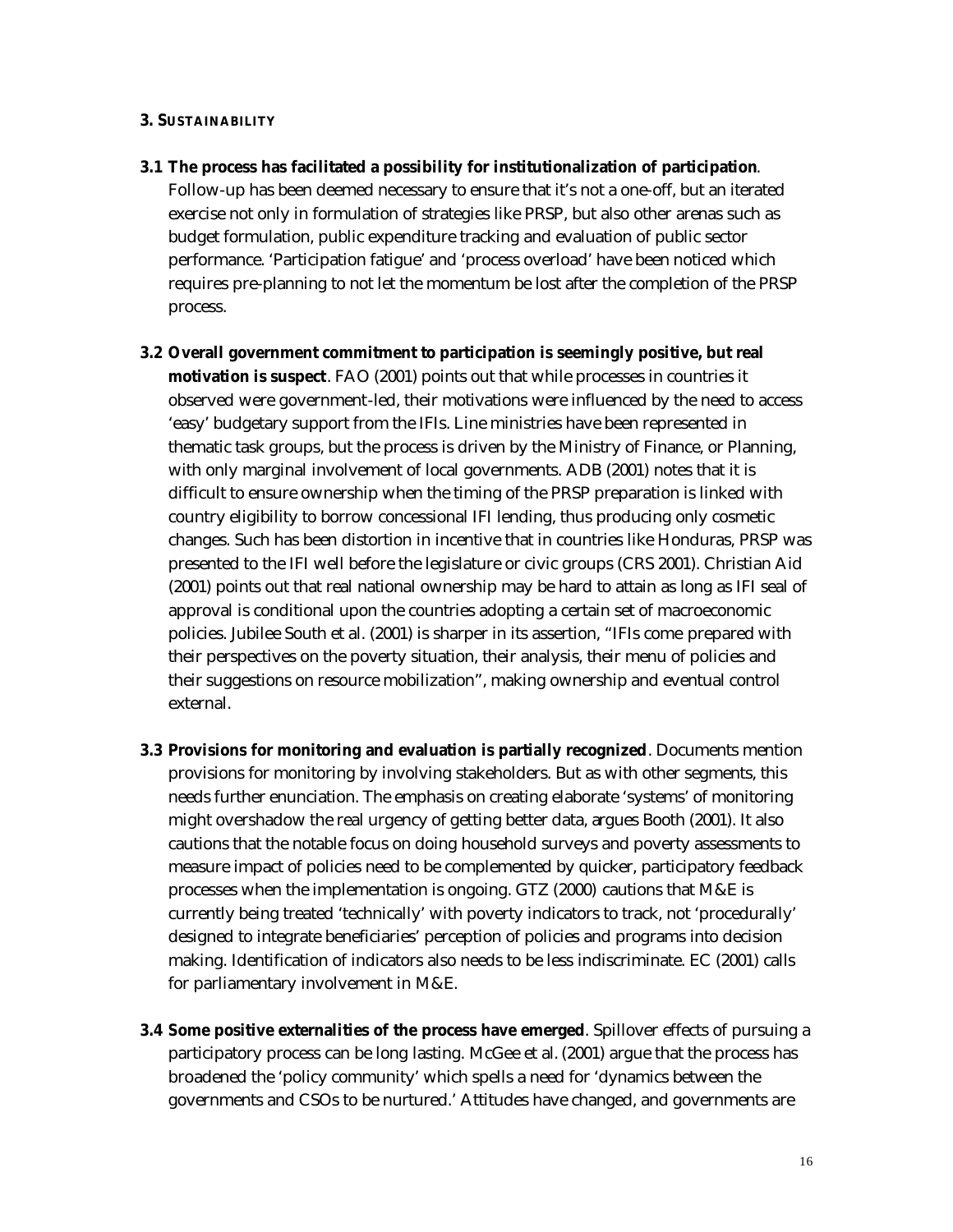### 3. SUSTAINABILITY

**3.1 The process has facilitated a possibility for institutionalization of participation**. Follow-up has been deemed necessary to ensure that it's not a one-off, but an iterated exercise not only in formulation of strategies like PRSP, but also other arenas such as budget formulation, public expenditure tracking and evaluation of public sector performance. 'Participation fatigue' and 'process overload' have been noticed which requires pre-planning to not let the momentum be lost after the completion of the PRSP process.

**3.2 Overall government commitment to participation is seemingly positive, but real motivation is suspect**. FAO (2001) points out that while processes in countries it observed were government-led, their motivations were influenced by the need to access 'easy' budgetary support from the IFIs. Line ministries have been represented in thematic task groups, but the process is driven by the Ministry of Finance, or Planning, with only marginal involvement of local governments. ADB (2001) notes that it is difficult to ensure ownership when the timing of the PRSP preparation is linked with country eligibility to borrow concessional IFI lending, thus producing only cosmetic changes. Such has been distortion in incentive that in countries like Honduras, PRSP was presented to the IFI well before the legislature or civic groups (CRS 2001). Christian Aid (2001) points out that real national ownership may be hard to attain as long as IFI seal of approval is conditional upon the countries adopting a certain set of macroeconomic policies. Jubilee South et al. (2001) is sharper in its assertion, "IFIs come prepared with their perspectives on the poverty situation, their analysis, their menu of policies and their suggestions on resource mobilization", making ownership and eventual control external.

**3.3 Provisions for monitoring and evaluation is partially recognized**. Documents mention provisions for monitoring by involving stakeholders. But as with other segments, this needs further enunciation. The emphasis on creating elaborate 'systems' of monitoring might overshadow the real urgency of getting better data, argues Booth (2001). It also cautions that the notable focus on doing household surveys and poverty assessments to measure impact of policies need to be complemented by quicker, participatory feedback processes when the implementation is ongoing. GTZ (2000) cautions that M&E is currently being treated 'technically' with poverty indicators to track, not 'procedurally' designed to integrate beneficiaries' perception of policies and programs into decision making. Identification of indicators also needs to be less indiscriminate. EC (2001) calls for parliamentary involvement in M&E.

**3.4 Some positive externalities of the process have emerged**. Spillover effects of pursuing a participatory process can be long lasting. McGee et al. (2001) argue that the process has broadened the 'policy community' which spells a need for 'dynamics between the governments and CSOs to be nurtured.' Attitudes have changed, and governments are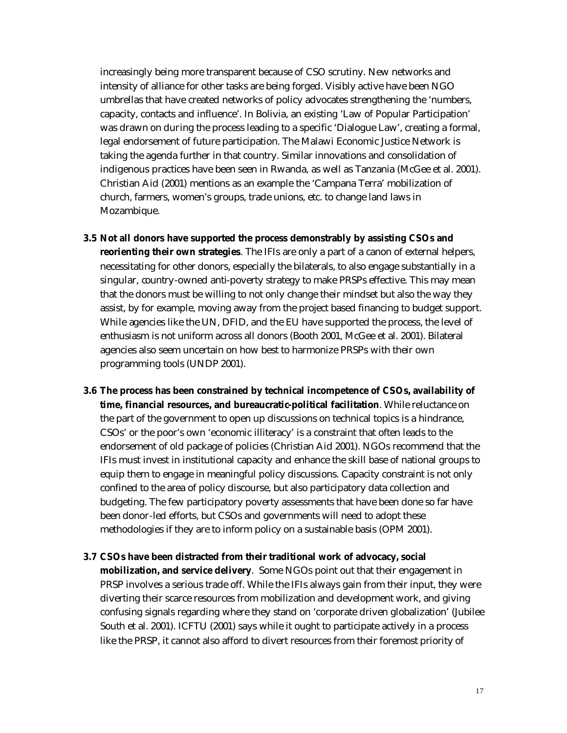increasingly being more transparent because of CSO scrutiny. New networks and intensity of alliance for other tasks are being forged. Visibly active have been NGO umbrellas that have created networks of policy advocates strengthening the 'numbers, capacity, contacts and influence'. In Bolivia, an existing 'Law of Popular Participation' was drawn on during the process leading to a specific 'Dialogue Law', creating a formal, legal endorsement of future participation. The Malawi Economic Justice Network is taking the agenda further in that country. Similar innovations and consolidation of indigenous practices have been seen in Rwanda, as well as Tanzania (McGee et al. 2001). Christian Aid (2001) mentions as an example the 'Campana Terra' mobilization of church, farmers, women's groups, trade unions, etc. to change land laws in Mozambique.

**3.5 Not all donors have supported the process demonstrably by assisting CSOs and reorienting their own strategies**. The IFIs are only a part of a canon of external helpers, necessitating for other donors, especially the bilaterals, to also engage substantially in a singular, country-owned anti-poverty strategy to make PRSPs effective. This may mean that the donors must be willing to not only change their mindset but also the way they assist, by for example, moving away from the project based financing to budget support. While agencies like the UN, DFID, and the EU have supported the process, the level of enthusiasm is not uniform across all donors (Booth 2001, McGee et al. 2001). Bilateral agencies also seem uncertain on how best to harmonize PRSPs with their own programming tools (UNDP 2001).

**3.6 The process has been constrained by technical incompetence of CSOs, availability of time, financial resources, and bureaucratic-political facilitation**. While reluctance on the part of the government to open up discussions on technical topics is a hindrance, CSOs' or the poor's own 'economic illiteracy' is a constraint that often leads to the endorsement of old package of policies (Christian Aid 2001). NGOs recommend that the IFIs must invest in institutional capacity and enhance the skill base of national groups to equip them to engage in meaningful policy discussions. Capacity constraint is not only confined to the area of policy discourse, but also participatory data collection and budgeting. The few participatory poverty assessments that have been done so far have been donor-led efforts, but CSOs and governments will need to adopt these methodologies if they are to inform policy on a sustainable basis (OPM 2001).

**3.7 CSOs have been distracted from their traditional work of advocacy, social mobilization, and service delivery**. Some NGOs point out that their engagement in PRSP involves a serious trade off. While the IFIs always gain from their input, they were diverting their scarce resources from mobilization and development work, and giving confusing signals regarding where they stand on 'corporate driven globalization' (Jubilee South et al. 2001). ICFTU (2001) says while it ought to participate actively in a process like the PRSP, it cannot also afford to divert resources from their foremost priority of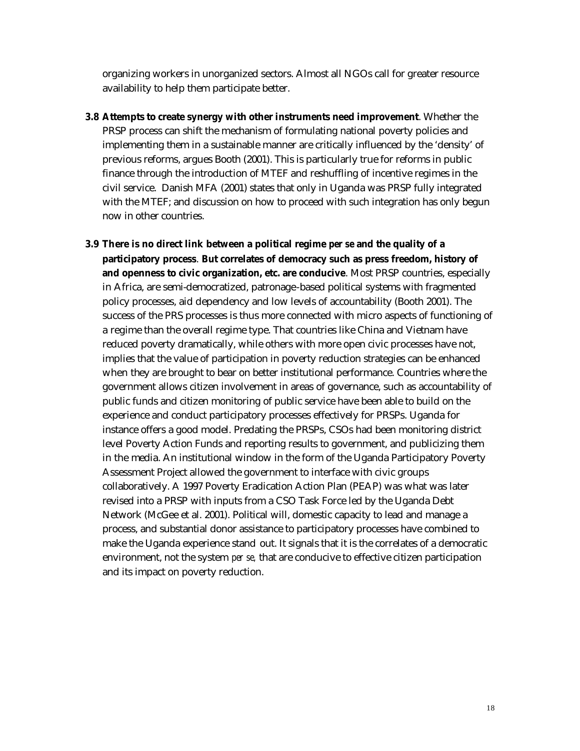organizing workers in unorganized sectors. Almost all NGOs call for greater resource availability to help them participate better.

**3.8 Attempts to create synergy with other instruments need improvement**. Whether the PRSP process can shift the mechanism of formulating national poverty policies and implementing them in a sustainable manner are critically influenced by the 'density' of previous reforms, argues Booth (2001). This is particularly true for reforms in public finance through the introduction of MTEF and reshuffling of incentive regimes in the civil service. Danish MFA (2001) states that only in Uganda was PRSP fully integrated with the MTEF; and discussion on how to proceed with such integration has only begun now in other countries.

**3.9 There is no direct link between a political regime *per se* and the quality of a participatory process**. **But correlates of democracy such as press freedom, history of and openness to civic organization, etc. are conducive**. Most PRSP countries, especially in Africa, are semi-democratized, patronage-based political systems with fragmented policy processes, aid dependency and low levels of accountability (Booth 2001). The success of the PRS processes is thus more connected with micro aspects of functioning of a regime than the overall regime type. That countries like China and Vietnam have reduced poverty dramatically, while others with more open civic processes have not, implies that the value of participation in poverty reduction strategies can be enhanced when they are brought to bear on better institutional performance. Countries where the government allows citizen involvement in areas of governance, such as accountability of public funds and citizen monitoring of public service have been able to build on the experience and conduct participatory processes effectively for PRSPs. Uganda for instance offers a good model. Predating the PRSPs, CSOs had been monitoring district level Poverty Action Funds and reporting results to government, and publicizing them in the media. An institutional window in the form of the Uganda Participatory Poverty Assessment Project allowed the government to interface with civic groups collaboratively. A 1997 Poverty Eradication Action Plan (PEAP) was what was later revised into a PRSP with inputs from a CSO Task Force led by the Uganda Debt Network (McGee et al. 2001). Political will, domestic capacity to lead and manage a process, and substantial donor assistance to participatory processes have combined to make the Uganda experience stand out. It signals that it is the correlates of a democratic environment, not the system *per se,* that are conducive to effective citizen participation and its impact on poverty reduction.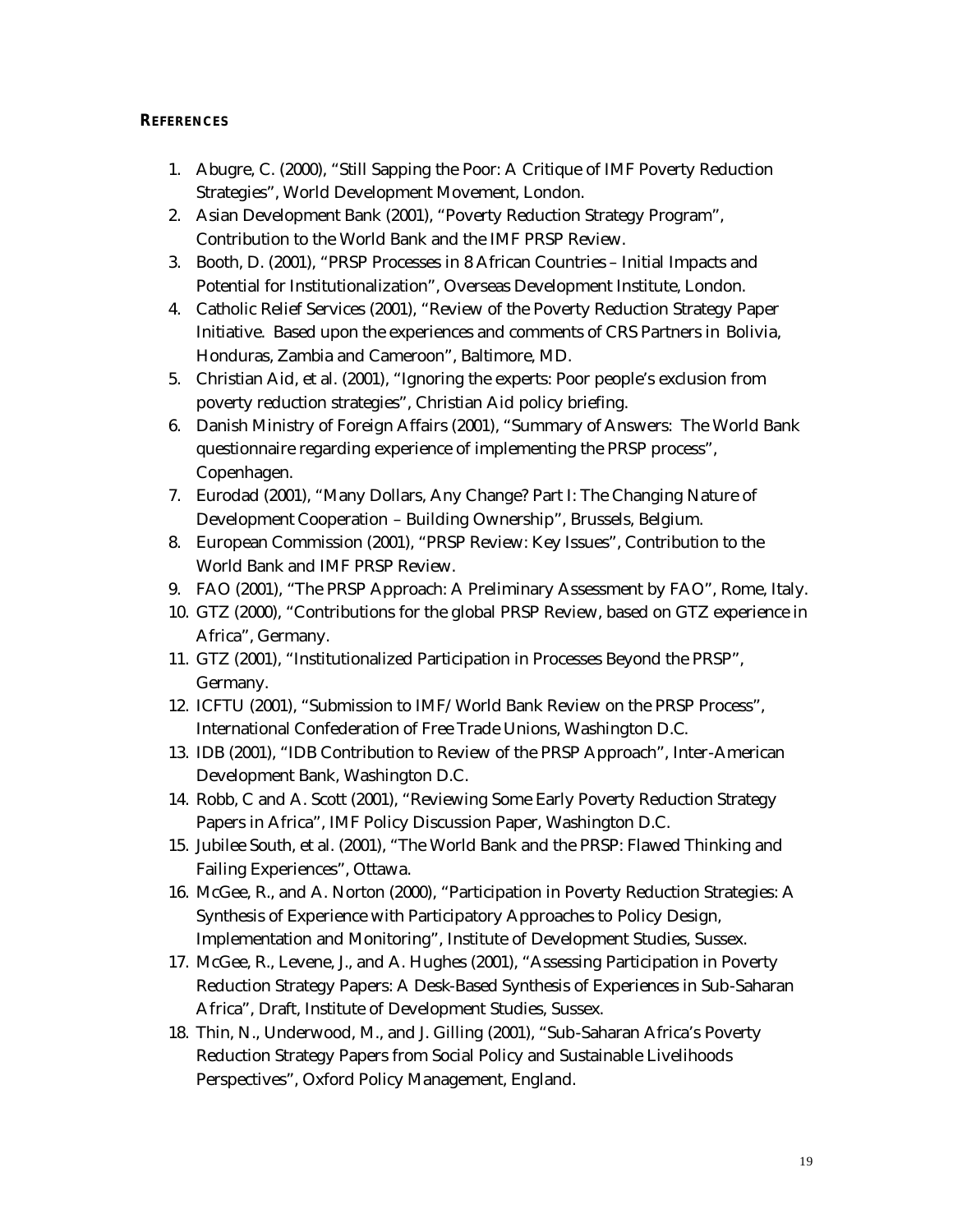## REFERENCES

1. Abugre, C. (2000), "Still Sapping the Poor: A Critique of IMF Poverty Reduction Strategies", World Development Movement, London.
2. Asian Development Bank (2001), "Poverty Reduction Strategy Program", Contribution to the World Bank and the IMF PRSP Review.
3. Booth, D. (2001), "PRSP Processes in 8 African Countries – Initial Impacts and Potential for Institutionalization", Overseas Development Institute, London.
4. Catholic Relief Services (2001), "Review of the Poverty Reduction Strategy Paper Initiative. Based upon the experiences and comments of CRS Partners in Bolivia, Honduras, Zambia and Cameroon", Baltimore, MD.
5. Christian Aid, et al. (2001), "Ignoring the experts: Poor people's exclusion from poverty reduction strategies", Christian Aid policy briefing.
6. Danish Ministry of Foreign Affairs (2001), "Summary of Answers: The World Bank questionnaire regarding experience of implementing the PRSP process", Copenhagen.
7. Eurodad (2001), "Many Dollars, Any Change? Part I: The Changing Nature of Development Cooperation – Building Ownership", Brussels, Belgium.
8. European Commission (2001), "PRSP Review: Key Issues", Contribution to the World Bank and IMF PRSP Review.
9. FAO (2001), "The PRSP Approach: A Preliminary Assessment by FAO", Rome, Italy.
10. GTZ (2000), "Contributions for the global PRSP Review, based on GTZ experience in Africa", Germany.
11. GTZ (2001), "Institutionalized Participation in Processes Beyond the PRSP", Germany.
12. ICFTU (2001), "Submission to IMF/World Bank Review on the PRSP Process", International Confederation of Free Trade Unions, Washington D.C.
13. IDB (2001), "IDB Contribution to Review of the PRSP Approach", Inter-American Development Bank, Washington D.C.
14. Robb, C and A. Scott (2001), "Reviewing Some Early Poverty Reduction Strategy Papers in Africa", IMF Policy Discussion Paper, Washington D.C.
15. Jubilee South, et al. (2001), "The World Bank and the PRSP: Flawed Thinking and Failing Experiences", Ottawa.
16. McGee, R., and A. Norton (2000), "Participation in Poverty Reduction Strategies: A Synthesis of Experience with Participatory Approaches to Policy Design, Implementation and Monitoring", Institute of Development Studies, Sussex.
17. McGee, R., Levene, J., and A. Hughes (2001), "Assessing Participation in Poverty Reduction Strategy Papers: A Desk-Based Synthesis of Experiences in Sub-Saharan Africa", Draft, Institute of Development Studies, Sussex.
18. Thin, N., Underwood, M., and J. Gilling (2001), "Sub-Saharan Africa's Poverty Reduction Strategy Papers from Social Policy and Sustainable Livelihoods Perspectives", Oxford Policy Management, England.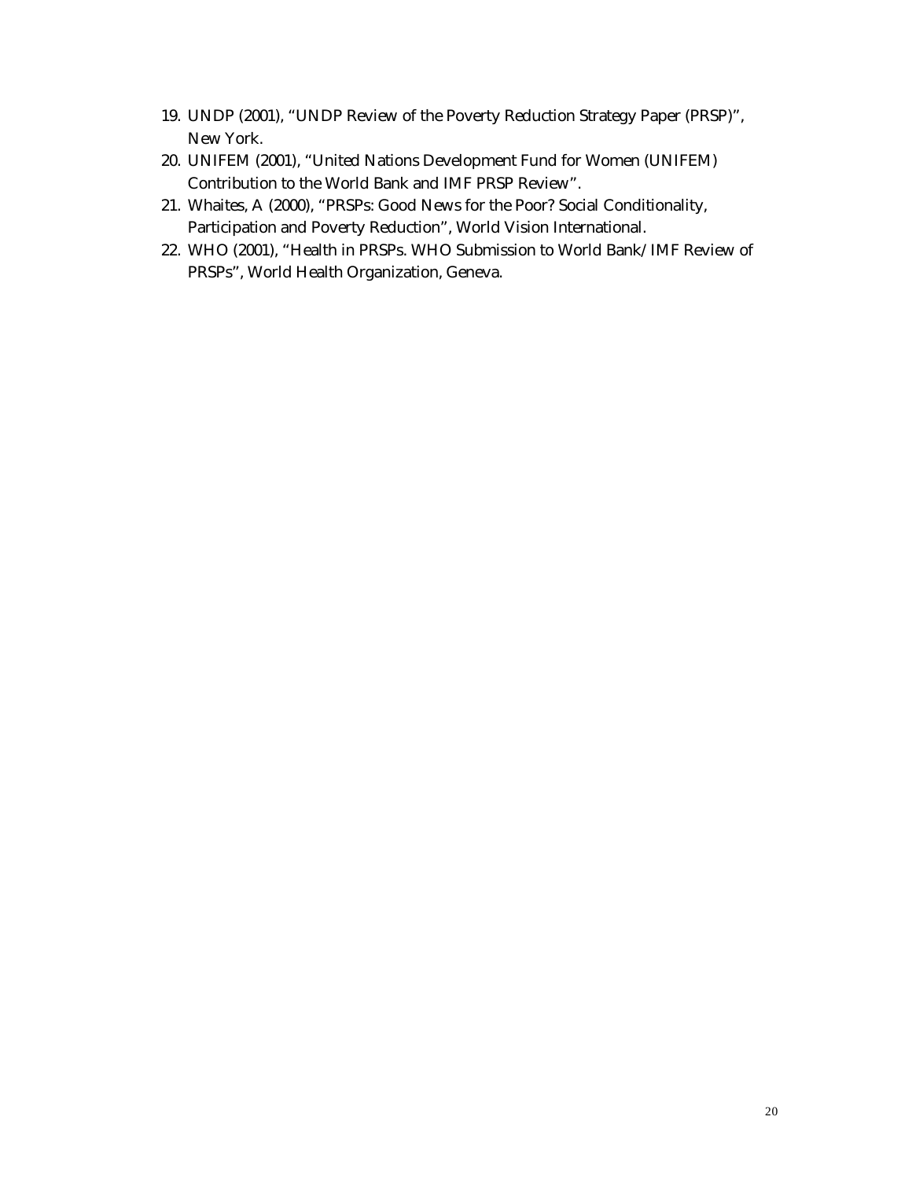19. UNDP (2001), "UNDP Review of the Poverty Reduction Strategy Paper (PRSP)", New York.
20. UNIFEM (2001), "United Nations Development Fund for Women (UNIFEM) Contribution to the World Bank and IMF PRSP Review".
21. Whaites, A (2000), "PRSPs: Good News for the Poor? Social Conditionality, Participation and Poverty Reduction", World Vision International.
22. WHO (2001), "Health in PRSPs. WHO Submission to World Bank/IMF Review of PRSPs", World Health Organization, Geneva.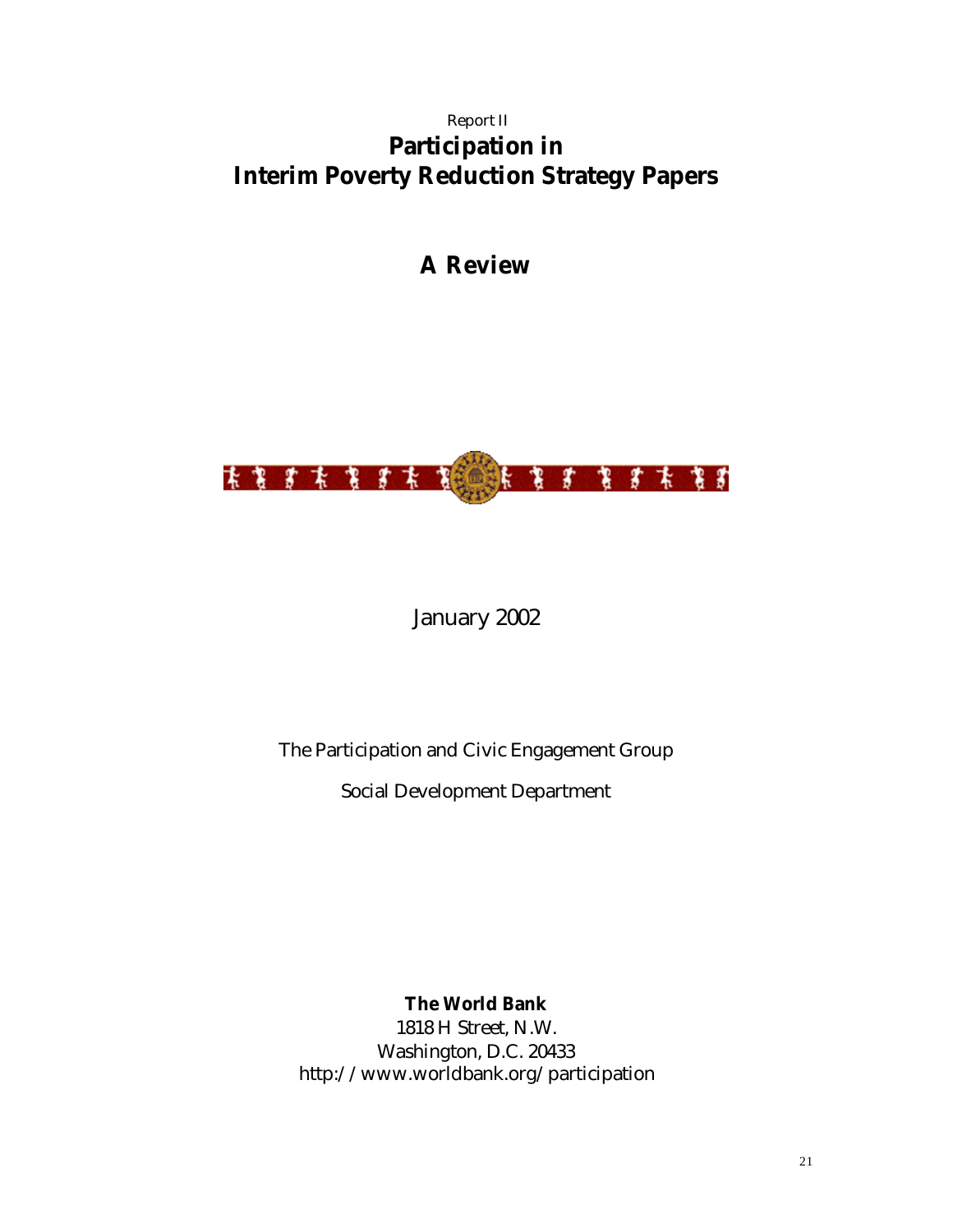Report II

# Participation in Interim Poverty Reduction Strategy Papers

## A Review

January 2002

The Participation and Civic Engagement Group

Social Development Department

**The World Bank**
1818 H Street, N.W.
Washington, D.C. 20433
http://www.worldbank.org/participation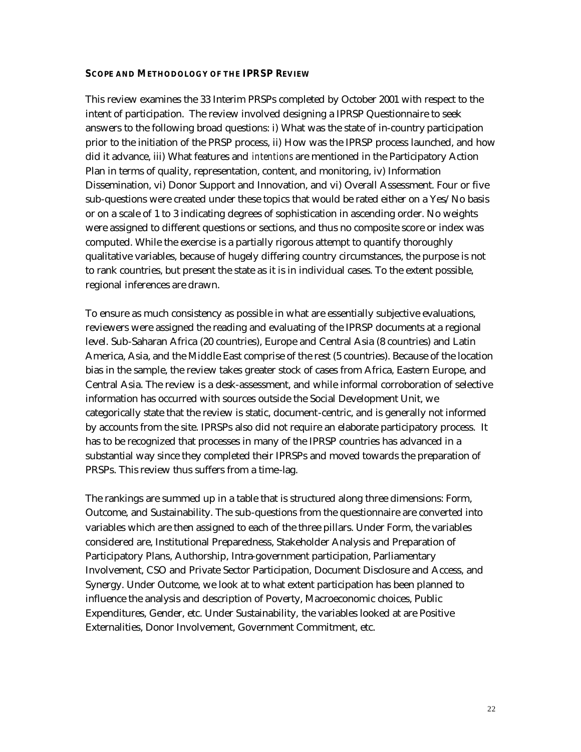### Scope and Methodology of the IPRSP Review

This review examines the 33 Interim PRSPs completed by October 2001 with respect to the intent of participation. The review involved designing a IPRSP Questionnaire to seek answers to the following broad questions: i) What was the state of in-country participation prior to the initiation of the PRSP process, ii) How was the IPRSP process launched, and how did it advance, iii) What features and *intentions* are mentioned in the Participatory Action Plan in terms of quality, representation, content, and monitoring, iv) Information Dissemination, vi) Donor Support and Innovation, and vi) Overall Assessment. Four or five sub-questions were created under these topics that would be rated either on a Yes/No basis or on a scale of 1 to 3 indicating degrees of sophistication in ascending order. No weights were assigned to different questions or sections, and thus no composite score or index was computed. While the exercise is a partially rigorous attempt to quantify thoroughly qualitative variables, because of hugely differing country circumstances, the purpose is not to rank countries, but present the state as it is in individual cases. To the extent possible, regional inferences are drawn.

To ensure as much consistency as possible in what are essentially subjective evaluations, reviewers were assigned the reading and evaluating of the IPRSP documents at a regional level. Sub-Saharan Africa (20 countries), Europe and Central Asia (8 countries) and Latin America, Asia, and the Middle East comprise of the rest (5 countries). Because of the location bias in the sample, the review takes greater stock of cases from Africa, Eastern Europe, and Central Asia. The review is a desk-assessment, and while informal corroboration of selective information has occurred with sources outside the Social Development Unit, we categorically state that the review is static, document-centric, and is generally not informed by accounts from the site. IPRSPs also did not require an elaborate participatory process. It has to be recognized that processes in many of the IPRSP countries has advanced in a substantial way since they completed their IPRSPs and moved towards the preparation of PRSPs. This review thus suffers from a time-lag.

The rankings are summed up in a table that is structured along three dimensions: Form, Outcome, and Sustainability. The sub-questions from the questionnaire are converted into variables which are then assigned to each of the three pillars. Under Form, the variables considered are, Institutional Preparedness, Stakeholder Analysis and Preparation of Participatory Plans, Authorship, Intra-government participation, Parliamentary Involvement, CSO and Private Sector Participation, Document Disclosure and Access, and Synergy. Under Outcome, we look at to what extent participation has been planned to influence the analysis and description of Poverty, Macroeconomic choices, Public Expenditures, Gender, etc. Under Sustainability, the variables looked at are Positive Externalities, Donor Involvement, Government Commitment, etc.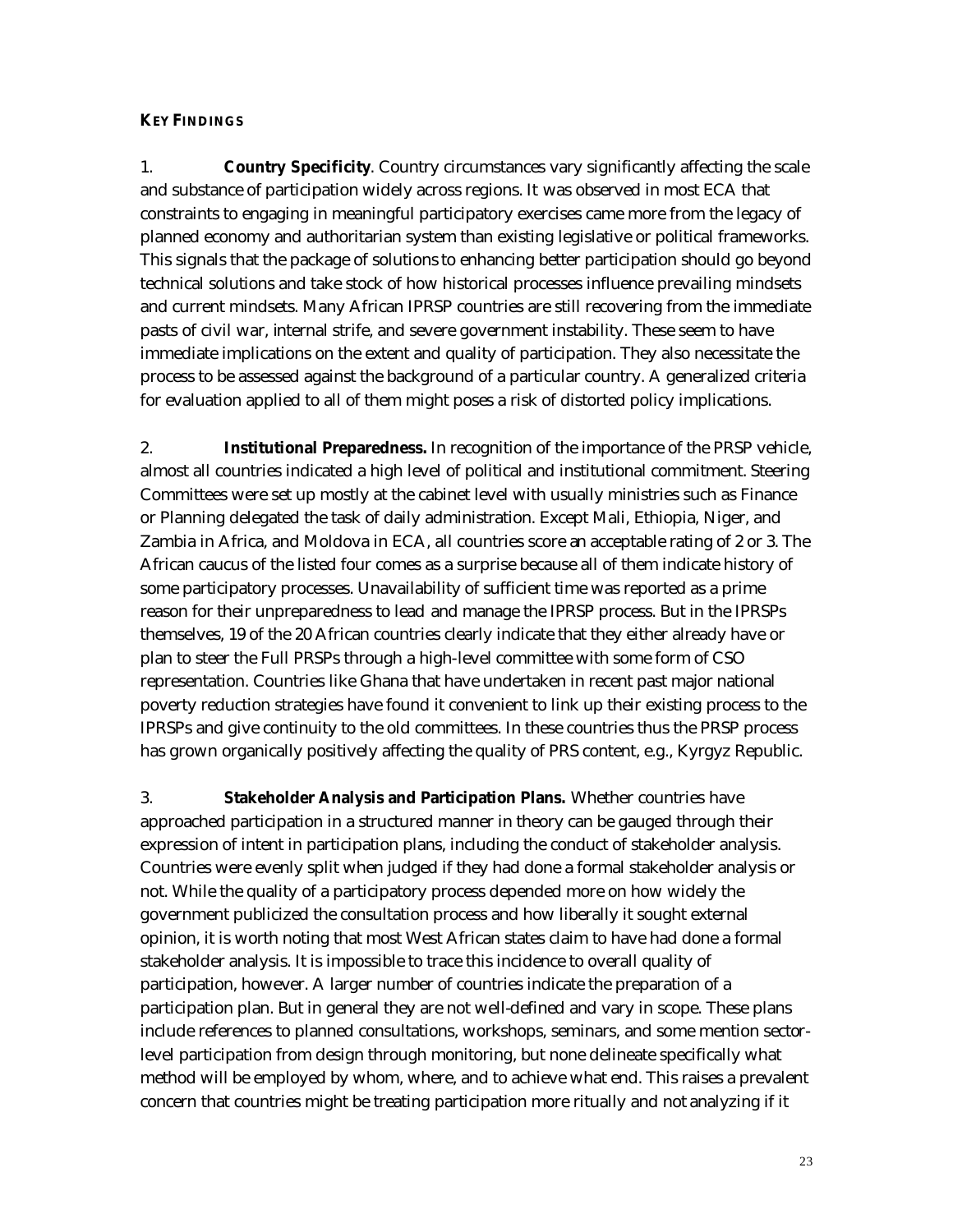**KEY FINDINGS**

1. **Country Specificity**. Country circumstances vary significantly affecting the scale and substance of participation widely across regions. It was observed in most ECA that constraints to engaging in meaningful participatory exercises came more from the legacy of planned economy and authoritarian system than existing legislative or political frameworks. This signals that the package of solutions to enhancing better participation should go beyond technical solutions and take stock of how historical processes influence prevailing mindsets and current mindsets. Many African IPRSP countries are still recovering from the immediate pasts of civil war, internal strife, and severe government instability. These seem to have immediate implications on the extent and quality of participation. They also necessitate the process to be assessed against the background of a particular country. A generalized criteria for evaluation applied to all of them might poses a risk of distorted policy implications.

2. **Institutional Preparedness.** In recognition of the importance of the PRSP vehicle, almost all countries indicated a high level of political and institutional commitment. Steering Committees were set up mostly at the cabinet level with usually ministries such as Finance or Planning delegated the task of daily administration. Except Mali, Ethiopia, Niger, and Zambia in Africa, and Moldova in ECA, all countries score an acceptable rating of 2 or 3. The African caucus of the listed four comes as a surprise because all of them indicate history of some participatory processes. Unavailability of sufficient time was reported as a prime reason for their unpreparedness to lead and manage the IPRSP process. But in the IPRSPs themselves, 19 of the 20 African countries clearly indicate that they either already have or plan to steer the Full PRSPs through a high-level committee with some form of CSO representation. Countries like Ghana that have undertaken in recent past major national poverty reduction strategies have found it convenient to link up their existing process to the IPRSPs and give continuity to the old committees. In these countries thus the PRSP process has grown organically positively affecting the quality of PRS content, e.g., Kyrgyz Republic.

3. **Stakeholder Analysis and Participation Plans.** Whether countries have approached participation in a structured manner in theory can be gauged through their expression of intent in participation plans, including the conduct of stakeholder analysis. Countries were evenly split when judged if they had done a formal stakeholder analysis or not. While the quality of a participatory process depended more on how widely the government publicized the consultation process and how liberally it sought external opinion, it is worth noting that most West African states claim to have had done a formal stakeholder analysis. It is impossible to trace this incidence to overall quality of participation, however. A larger number of countries indicate the preparation of a participation plan. But in general they are not well-defined and vary in scope. These plans include references to planned consultations, workshops, seminars, and some mention sector-level participation from design through monitoring, but none delineate specifically what method will be employed by whom, where, and to achieve what end. This raises a prevalent concern that countries might be treating participation more ritually and not analyzing if it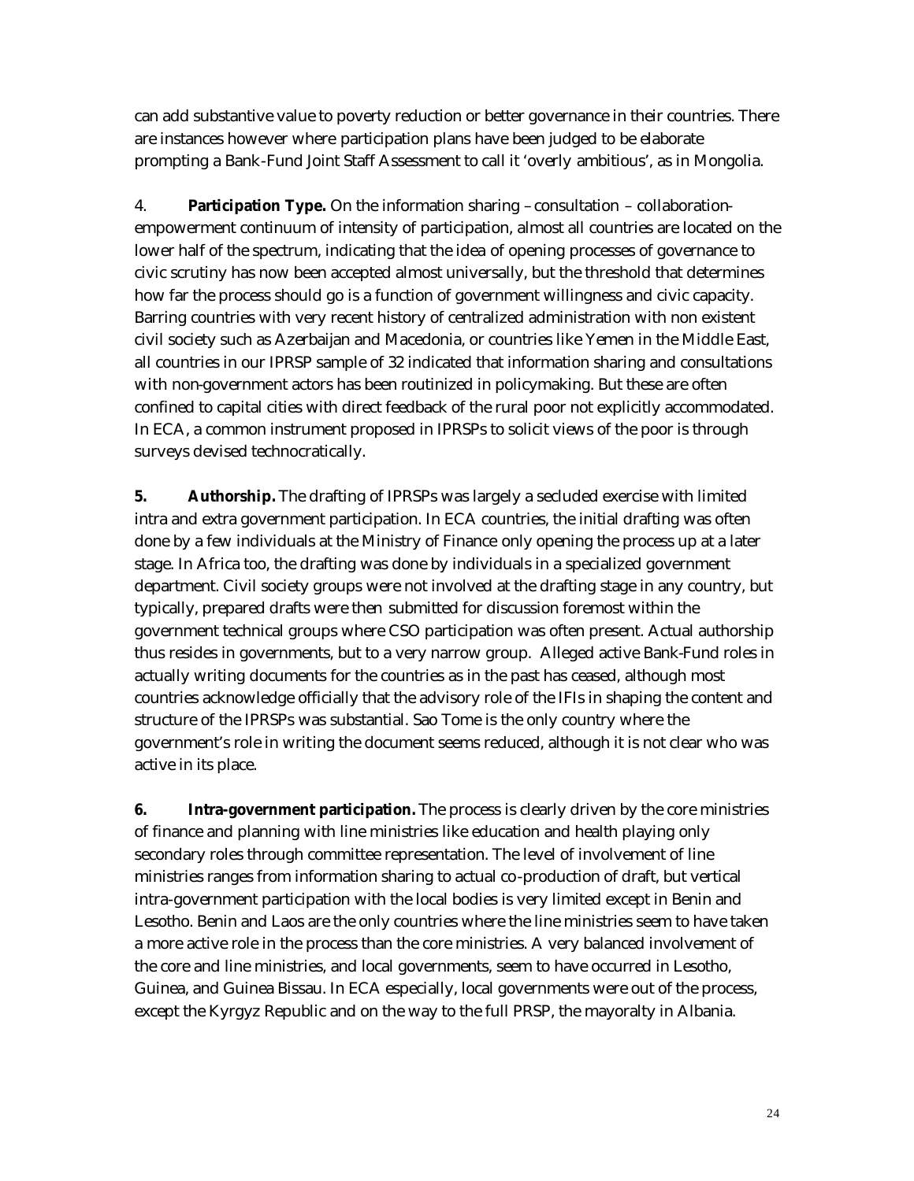can add substantive value to poverty reduction or better governance in their countries. There are instances however where participation plans have been judged to be elaborate prompting a Bank-Fund Joint Staff Assessment to call it 'overly ambitious', as in Mongolia.

4. **Participation Type.** On the information sharing – consultation – collaboration-empowerment continuum of intensity of participation, almost all countries are located on the lower half of the spectrum, indicating that the idea of opening processes of governance to civic scrutiny has now been accepted almost universally, but the threshold that determines how far the process should go is a function of government willingness and civic capacity. Barring countries with very recent history of centralized administration with non existent civil society such as Azerbaijan and Macedonia, or countries like Yemen in the Middle East, all countries in our IPRSP sample of 32 indicated that information sharing and consultations with non-government actors has been routinized in policymaking. But these are often confined to capital cities with direct feedback of the rural poor not explicitly accommodated. In ECA, a common instrument proposed in IPRSPs to solicit views of the poor is through surveys devised technocratically.

**5. Authorship.** The drafting of IPRSPs was largely a secluded exercise with limited intra and extra government participation. In ECA countries, the initial drafting was often done by a few individuals at the Ministry of Finance only opening the process up at a later stage. In Africa too, the drafting was done by individuals in a specialized government department. Civil society groups were not involved at the drafting stage in any country, but typically, prepared drafts were then submitted for discussion foremost within the government technical groups where CSO participation was often present. Actual authorship thus resides in governments, but to a very narrow group. Alleged active Bank-Fund roles in actually writing documents for the countries as in the past has ceased, although most countries acknowledge officially that the advisory role of the IFIs in shaping the content and structure of the IPRSPs was substantial. Sao Tome is the only country where the government's role in writing the document seems reduced, although it is not clear who was active in its place.

**6. Intra-government participation.** The process is clearly driven by the core ministries of finance and planning with line ministries like education and health playing only secondary roles through committee representation. The level of involvement of line ministries ranges from information sharing to actual co-production of draft, but vertical intra-government participation with the local bodies is very limited except in Benin and Lesotho. Benin and Laos are the only countries where the line ministries seem to have taken a more active role in the process than the core ministries. A very balanced involvement of the core and line ministries, and local governments, seem to have occurred in Lesotho, Guinea, and Guinea Bissau. In ECA especially, local governments were out of the process, except the Kyrgyz Republic and on the way to the full PRSP, the mayoralty in Albania.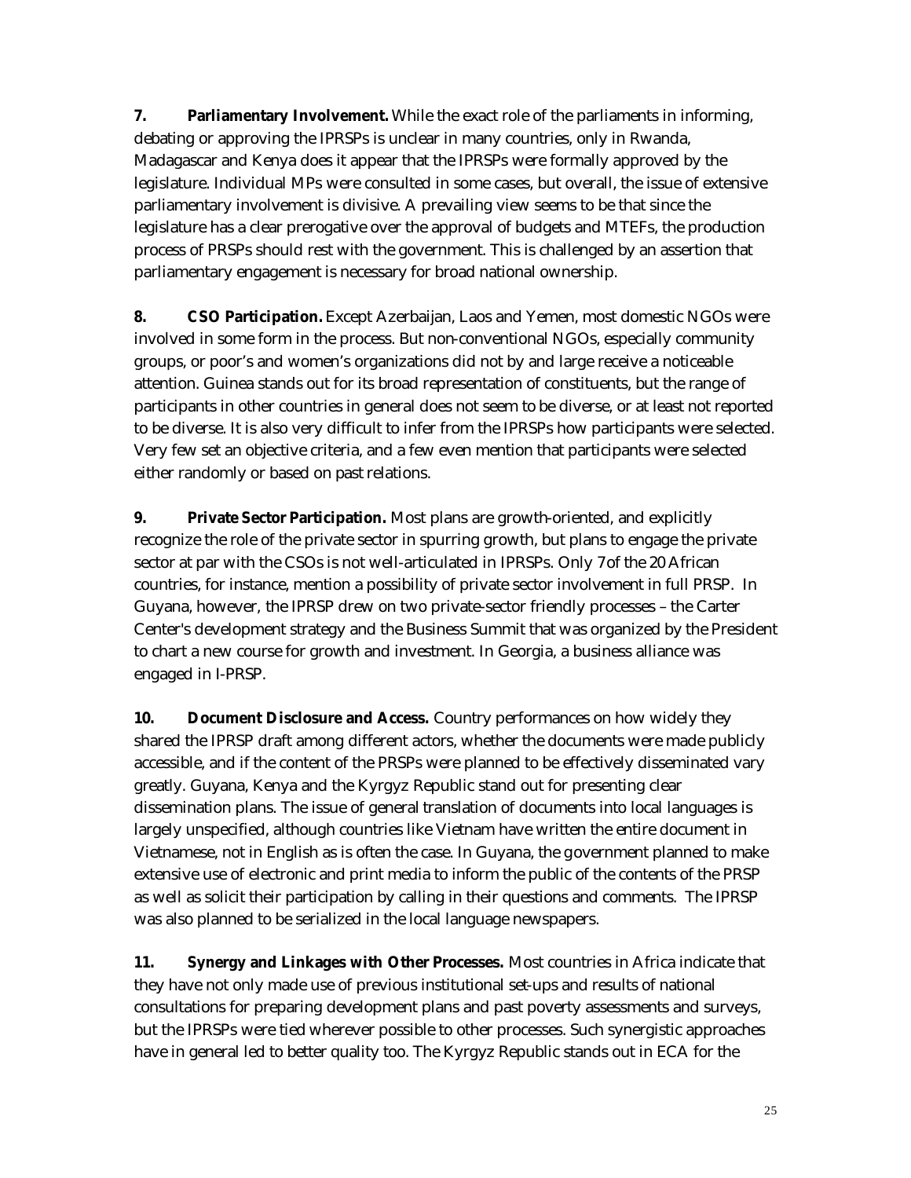**7. Parliamentary Involvement.** While the exact role of the parliaments in informing, debating or approving the IPRSPs is unclear in many countries, only in Rwanda, Madagascar and Kenya does it appear that the IPRSPs were formally approved by the legislature. Individual MPs were consulted in some cases, but overall, the issue of extensive parliamentary involvement is divisive. A prevailing view seems to be that since the legislature has a clear prerogative over the approval of budgets and MTEFs, the production process of PRSPs should rest with the government. This is challenged by an assertion that parliamentary engagement is necessary for broad national ownership.

**8. CSO Participation.** Except Azerbaijan, Laos and Yemen, most domestic NGOs were involved in some form in the process. But non-conventional NGOs, especially community groups, or poor's and women's organizations did not by and large receive a noticeable attention. Guinea stands out for its broad representation of constituents, but the range of participants in other countries in general does not seem to be diverse, or at least not reported to be diverse. It is also very difficult to infer from the IPRSPs how participants were selected. Very few set an objective criteria, and a few even mention that participants were selected either randomly or based on past relations.

**9. Private Sector Participation.** Most plans are growth-oriented, and explicitly recognize the role of the private sector in spurring growth, but plans to engage the private sector at par with the CSOs is not well-articulated in IPRSPs. Only 7of the 20 African countries, for instance, mention a possibility of private sector involvement in full PRSP. In Guyana, however, the IPRSP drew on two private-sector friendly processes – the Carter Center's development strategy and the Business Summit that was organized by the President to chart a new course for growth and investment. In Georgia, a business alliance was engaged in I-PRSP.

**10. Document Disclosure and Access.** Country performances on how widely they shared the IPRSP draft among different actors, whether the documents were made publicly accessible, and if the content of the PRSPs were planned to be effectively disseminated vary greatly. Guyana, Kenya and the Kyrgyz Republic stand out for presenting clear dissemination plans. The issue of general translation of documents into local languages is largely unspecified, although countries like Vietnam have written the entire document in Vietnamese, not in English as is often the case. In Guyana, the government planned to make extensive use of electronic and print media to inform the public of the contents of the PRSP as well as solicit their participation by calling in their questions and comments. The IPRSP was also planned to be serialized in the local language newspapers.

**11. Synergy and Linkages with Other Processes.** Most countries in Africa indicate that they have not only made use of previous institutional set-ups and results of national consultations for preparing development plans and past poverty assessments and surveys, but the IPRSPs were tied wherever possible to other processes. Such synergistic approaches have in general led to better quality too. The Kyrgyz Republic stands out in ECA for the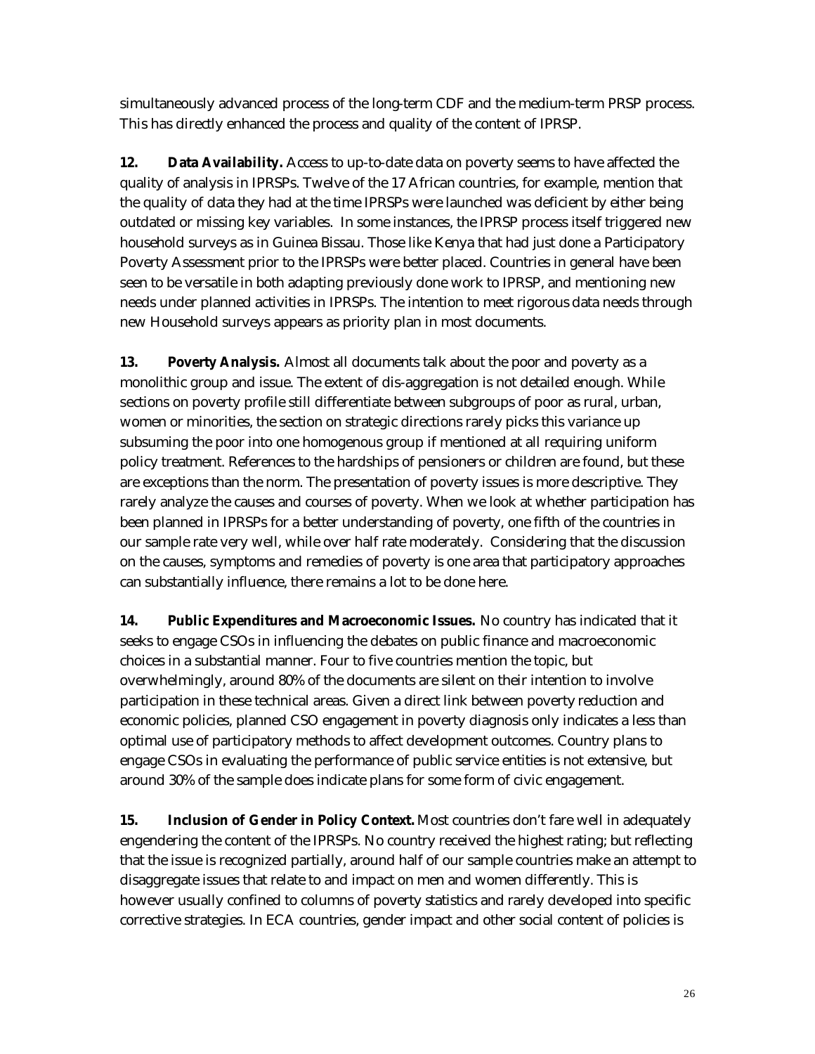simultaneously advanced process of the long-term CDF and the medium-term PRSP process. This has directly enhanced the process and quality of the content of IPRSP.

**12. Data Availability.** Access to up-to-date data on poverty seems to have affected the quality of analysis in IPRSPs. Twelve of the 17 African countries, for example, mention that the quality of data they had at the time IPRSPs were launched was deficient by either being outdated or missing key variables. In some instances, the IPRSP process itself triggered new household surveys as in Guinea Bissau. Those like Kenya that had just done a Participatory Poverty Assessment prior to the IPRSPs were better placed. Countries in general have been seen to be versatile in both adapting previously done work to IPRSP, and mentioning new needs under planned activities in IPRSPs. The intention to meet rigorous data needs through new Household surveys appears as priority plan in most documents.

**13. Poverty Analysis.** Almost all documents talk about the poor and poverty as a monolithic group and issue. The extent of dis-aggregation is not detailed enough. While sections on poverty profile still differentiate between subgroups of poor as rural, urban, women or minorities, the section on strategic directions rarely picks this variance up subsuming the poor into one homogenous group if mentioned at all requiring uniform policy treatment. References to the hardships of pensioners or children are found, but these are exceptions than the norm. The presentation of poverty issues is more descriptive. They rarely analyze the causes and courses of poverty. When we look at whether participation has been planned in IPRSPs for a better understanding of poverty, one fifth of the countries in our sample rate very well, while over half rate moderately. Considering that the discussion on the causes, symptoms and remedies of poverty is one area that participatory approaches can substantially influence, there remains a lot to be done here.

**14. Public Expenditures and Macroeconomic Issues.** No country has indicated that it seeks to engage CSOs in influencing the debates on public finance and macroeconomic choices in a substantial manner. Four to five countries mention the topic, but overwhelmingly, around 80% of the documents are silent on their intention to involve participation in these technical areas. Given a direct link between poverty reduction and economic policies, planned CSO engagement in poverty diagnosis only indicates a less than optimal use of participatory methods to affect development outcomes. Country plans to engage CSOs in evaluating the performance of public service entities is not extensive, but around 30% of the sample does indicate plans for some form of civic engagement.

**15. Inclusion of Gender in Policy Context.** Most countries don't fare well in adequately engendering the content of the IPRSPs. No country received the highest rating; but reflecting that the issue is recognized partially, around half of our sample countries make an attempt to disaggregate issues that relate to and impact on men and women differently. This is however usually confined to columns of poverty statistics and rarely developed into specific corrective strategies. In ECA countries, gender impact and other social content of policies is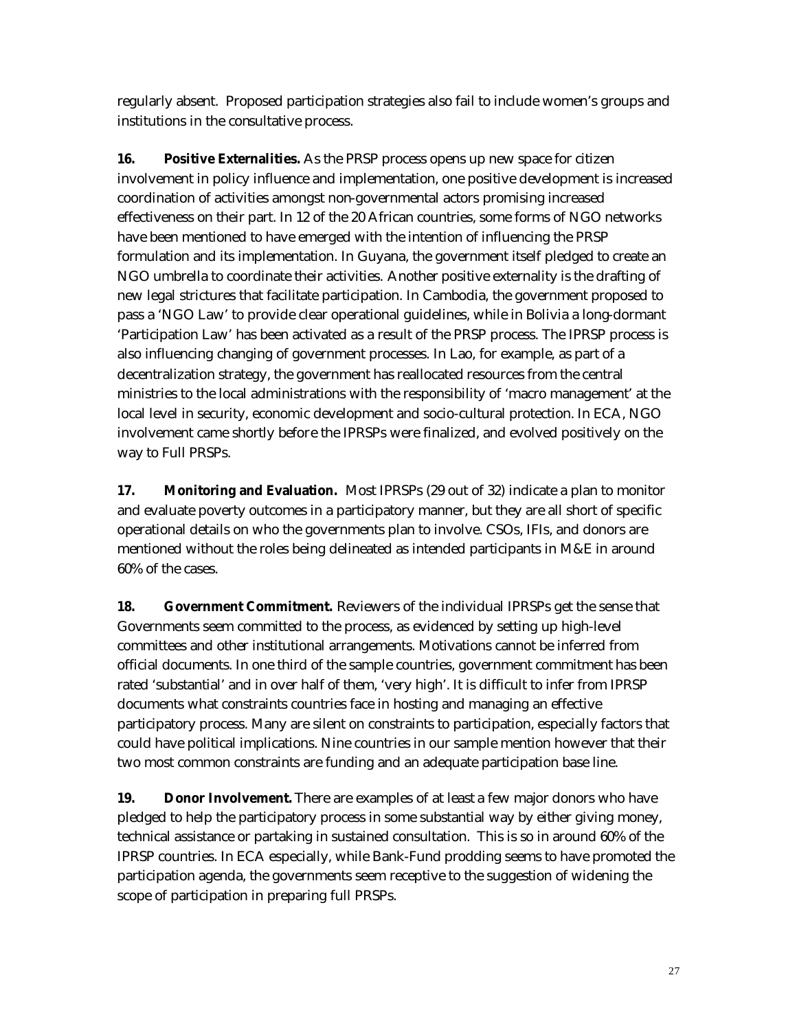regularly absent. Proposed participation strategies also fail to include women's groups and institutions in the consultative process.

**16. Positive Externalities.** As the PRSP process opens up new space for citizen involvement in policy influence and implementation, one positive development is increased coordination of activities amongst non-governmental actors promising increased effectiveness on their part. In 12 of the 20 African countries, some forms of NGO networks have been mentioned to have emerged with the intention of influencing the PRSP formulation and its implementation. In Guyana, the government itself pledged to create an NGO umbrella to coordinate their activities. Another positive externality is the drafting of new legal strictures that facilitate participation. In Cambodia, the government proposed to pass a 'NGO Law' to provide clear operational guidelines, while in Bolivia a long-dormant 'Participation Law' has been activated as a result of the PRSP process. The IPRSP process is also influencing changing of government processes. In Lao, for example, as part of a decentralization strategy, the government has reallocated resources from the central ministries to the local administrations with the responsibility of 'macro management' at the local level in security, economic development and socio-cultural protection. In ECA, NGO involvement came shortly before the IPRSPs were finalized, and evolved positively on the way to Full PRSPs.

**17. Monitoring and Evaluation.** Most IPRSPs (29 out of 32) indicate a plan to monitor and evaluate poverty outcomes in a participatory manner, but they are all short of specific operational details on who the governments plan to involve. CSOs, IFIs, and donors are mentioned without the roles being delineated as intended participants in M&E in around 60% of the cases.

**18. Government Commitment.** Reviewers of the individual IPRSPs get the sense that Governments seem committed to the process, as evidenced by setting up high-level committees and other institutional arrangements. Motivations cannot be inferred from official documents. In one third of the sample countries, government commitment has been rated 'substantial' and in over half of them, 'very high'. It is difficult to infer from IPRSP documents what constraints countries face in hosting and managing an effective participatory process. Many are silent on constraints to participation, especially factors that could have political implications. Nine countries in our sample mention however that their two most common constraints are funding and an adequate participation base line.

**19. Donor Involvement.** There are examples of at least a few major donors who have pledged to help the participatory process in some substantial way by either giving money, technical assistance or partaking in sustained consultation. This is so in around 60% of the IPRSP countries. In ECA especially, while Bank-Fund prodding seems to have promoted the participation agenda, the governments seem receptive to the suggestion of widening the scope of participation in preparing full PRSPs.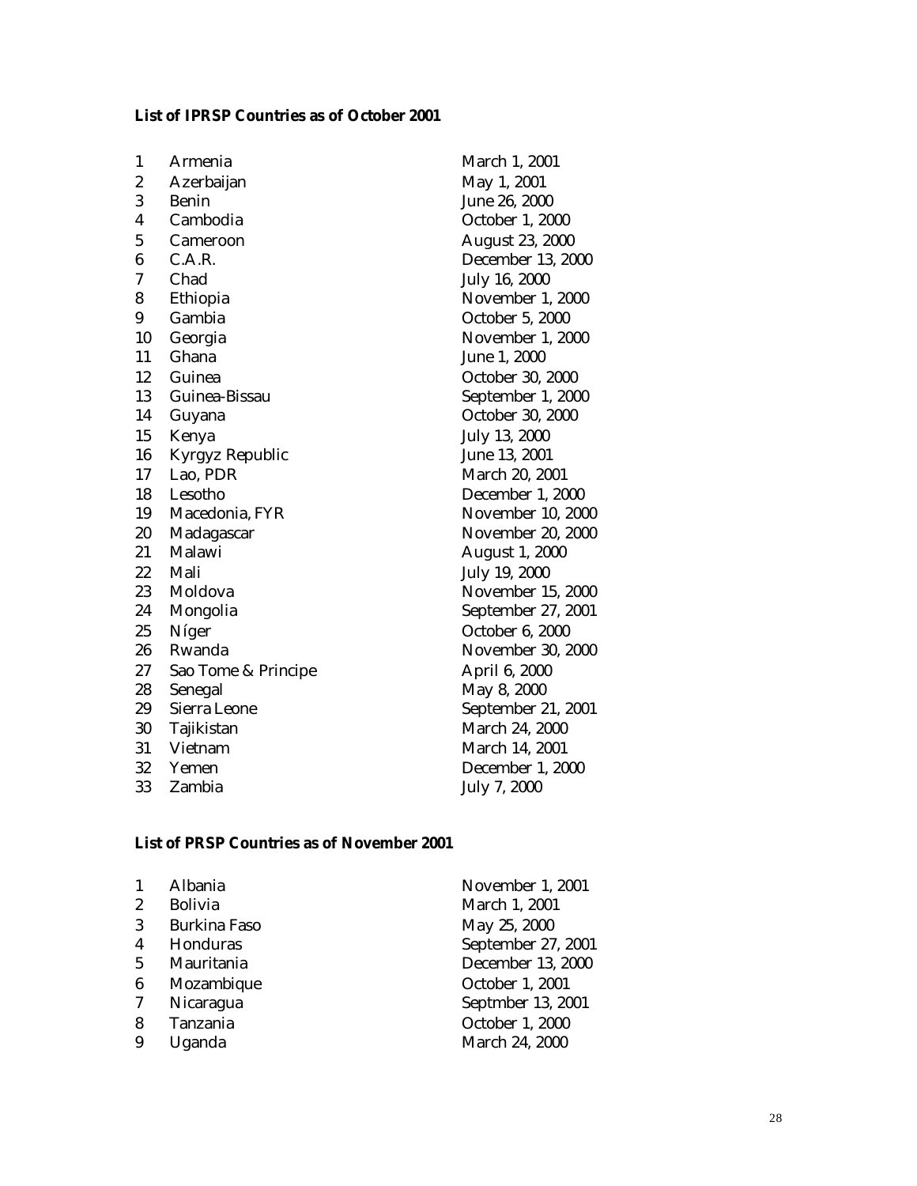**List of IPRSP Countries as of October 2001**

| | | |
|---|---|---|
| 1 | Armenia | March 1, 2001 |
| 2 | Azerbaijan | May 1, 2001 |
| 3 | Benin | June 26, 2000 |
| 4 | Cambodia | October 1, 2000 |
| 5 | Cameroon | August 23, 2000 |
| 6 | C.A.R. | December 13, 2000 |
| 7 | Chad | July 16, 2000 |
| 8 | Ethiopia | November 1, 2000 |
| 9 | Gambia | October 5, 2000 |
| 10 | Georgia | November 1, 2000 |
| 11 | Ghana | June 1, 2000 |
| 12 | Guinea | October 30, 2000 |
| 13 | Guinea-Bissau | September 1, 2000 |
| 14 | Guyana | October 30, 2000 |
| 15 | Kenya | July 13, 2000 |
| 16 | Kyrgyz Republic | June 13, 2001 |
| 17 | Lao, PDR | March 20, 2001 |
| 18 | Lesotho | December 1, 2000 |
| 19 | Macedonia, FYR | November 10, 2000 |
| 20 | Madagascar | November 20, 2000 |
| 21 | Malawi | August 1, 2000 |
| 22 | Mali | July 19, 2000 |
| 23 | Moldova | November 15, 2000 |
| 24 | Mongolia | September 27, 2001 |
| 25 | Níger | October 6, 2000 |
| 26 | Rwanda | November 30, 2000 |
| 27 | Sao Tome & Principe | April 6, 2000 |
| 28 | Senegal | May 8, 2000 |
| 29 | Sierra Leone | September 21, 2001 |
| 30 | Tajikistan | March 24, 2000 |
| 31 | Vietnam | March 14, 2001 |
| 32 | Yemen | December 1, 2000 |
| 33 | Zambia | July 7, 2000 |

**List of PRSP Countries as of November 2001**

| | | |
|---|---|---|
| 1 | Albania | November 1, 2001 |
| 2 | Bolivia | March 1, 2001 |
| 3 | Burkina Faso | May 25, 2000 |
| 4 | Honduras | September 27, 2001 |
| 5 | Mauritania | December 13, 2000 |
| 6 | Mozambique | October 1, 2001 |
| 7 | Nicaragua | Septmber 13, 2001 |
| 8 | Tanzania | October 1, 2000 |
| 9 | Uganda | March 24, 2000 |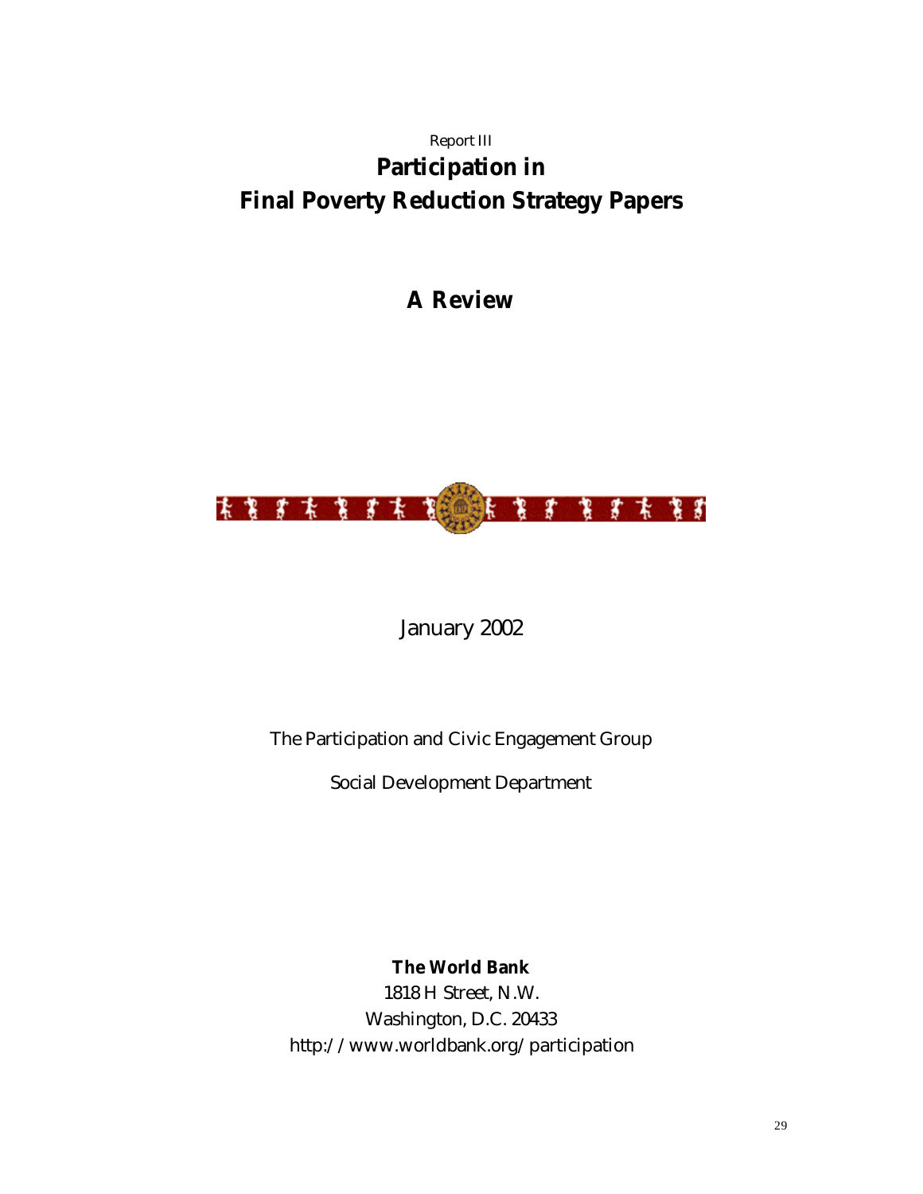Report III

# Participation in Final Poverty Reduction Strategy Papers

## A Review

January 2002

The Participation and Civic Engagement Group

Social Development Department

**The World Bank**
1818 H Street, N.W.
Washington, D.C. 20433
http://www.worldbank.org/participation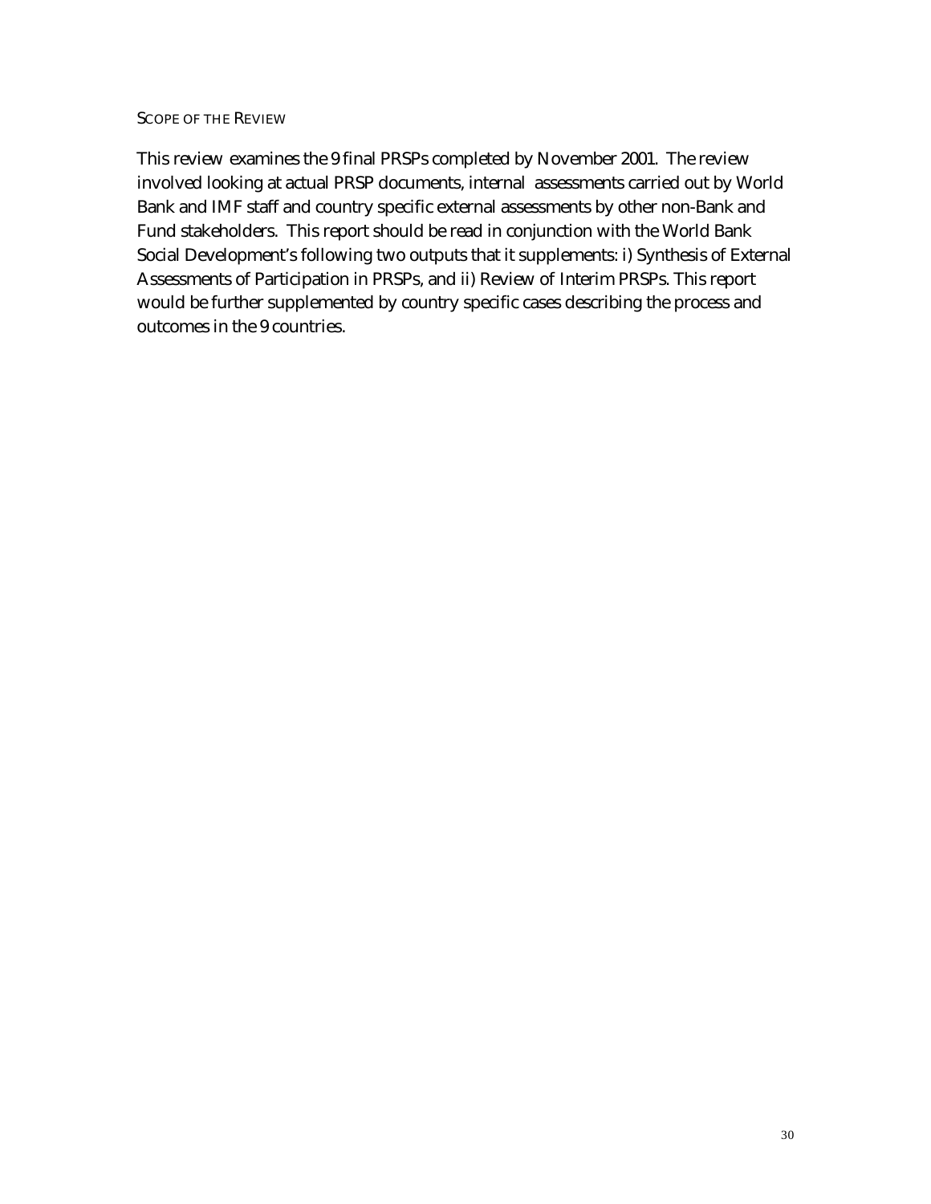## SCOPE OF THE REVIEW

This review examines the 9 final PRSPs completed by November 2001. The review involved looking at actual PRSP documents, internal assessments carried out by World Bank and IMF staff and country specific external assessments by other non-Bank and Fund stakeholders. This report should be read in conjunction with the World Bank Social Development's following two outputs that it supplements: i) Synthesis of External Assessments of Participation in PRSPs, and ii) Review of Interim PRSPs. This report would be further supplemented by country specific cases describing the process and outcomes in the 9 countries.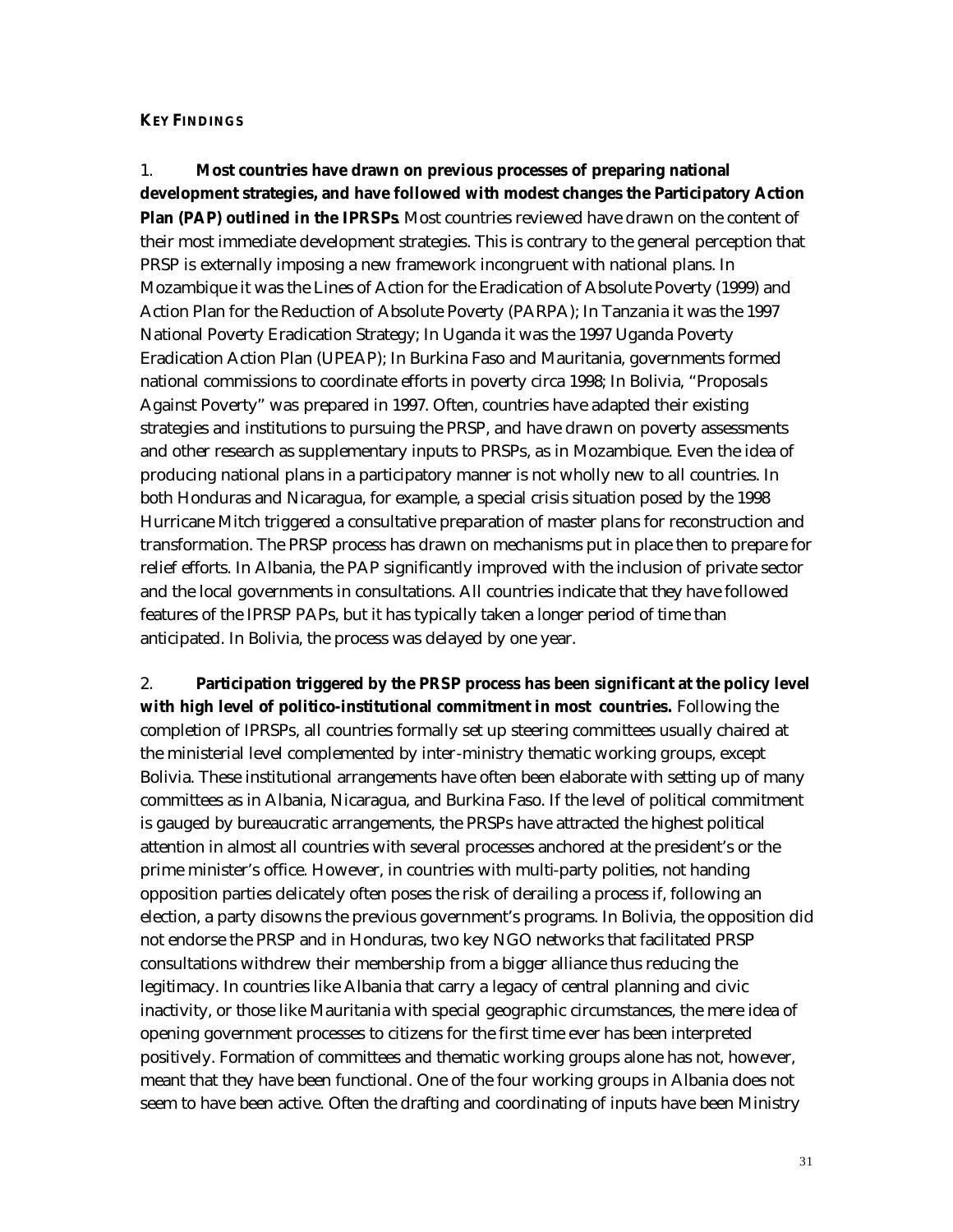**KEY FINDINGS**

1. **Most countries have drawn on previous processes of preparing national development strategies, and have followed with modest changes the Participatory Action Plan (PAP) outlined in the IPRSPs**. Most countries reviewed have drawn on the content of their most immediate development strategies. This is contrary to the general perception that PRSP is externally imposing a new framework incongruent with national plans. In Mozambique it was the Lines of Action for the Eradication of Absolute Poverty (1999) and Action Plan for the Reduction of Absolute Poverty (PARPA); In Tanzania it was the 1997 National Poverty Eradication Strategy; In Uganda it was the 1997 Uganda Poverty Eradication Action Plan (UPEAP); In Burkina Faso and Mauritania, governments formed national commissions to coordinate efforts in poverty circa 1998; In Bolivia, "Proposals Against Poverty" was prepared in 1997. Often, countries have adapted their existing strategies and institutions to pursuing the PRSP, and have drawn on poverty assessments and other research as supplementary inputs to PRSPs, as in Mozambique. Even the idea of producing national plans in a participatory manner is not wholly new to all countries. In both Honduras and Nicaragua, for example, a special crisis situation posed by the 1998 Hurricane Mitch triggered a consultative preparation of master plans for reconstruction and transformation. The PRSP process has drawn on mechanisms put in place then to prepare for relief efforts. In Albania, the PAP significantly improved with the inclusion of private sector and the local governments in consultations. All countries indicate that they have followed features of the IPRSP PAPs, but it has typically taken a longer period of time than anticipated. In Bolivia, the process was delayed by one year.

2. **Participation triggered by the PRSP process has been significant at the policy level with high level of politico-institutional commitment in most countries.** Following the completion of IPRSPs, all countries formally set up steering committees usually chaired at the ministerial level complemented by inter-ministry thematic working groups, except Bolivia. These institutional arrangements have often been elaborate with setting up of many committees as in Albania, Nicaragua, and Burkina Faso. If the level of political commitment is gauged by bureaucratic arrangements, the PRSPs have attracted the highest political attention in almost all countries with several processes anchored at the president's or the prime minister's office. However, in countries with multi-party polities, not handing opposition parties delicately often poses the risk of derailing a process if, following an election, a party disowns the previous government's programs. In Bolivia, the opposition did not endorse the PRSP and in Honduras, two key NGO networks that facilitated PRSP consultations withdrew their membership from a bigger alliance thus reducing the legitimacy. In countries like Albania that carry a legacy of central planning and civic inactivity, or those like Mauritania with special geographic circumstances, the mere idea of opening government processes to citizens for the first time ever has been interpreted positively. Formation of committees and thematic working groups alone has not, however, meant that they have been functional. One of the four working groups in Albania does not seem to have been active. Often the drafting and coordinating of inputs have been Ministry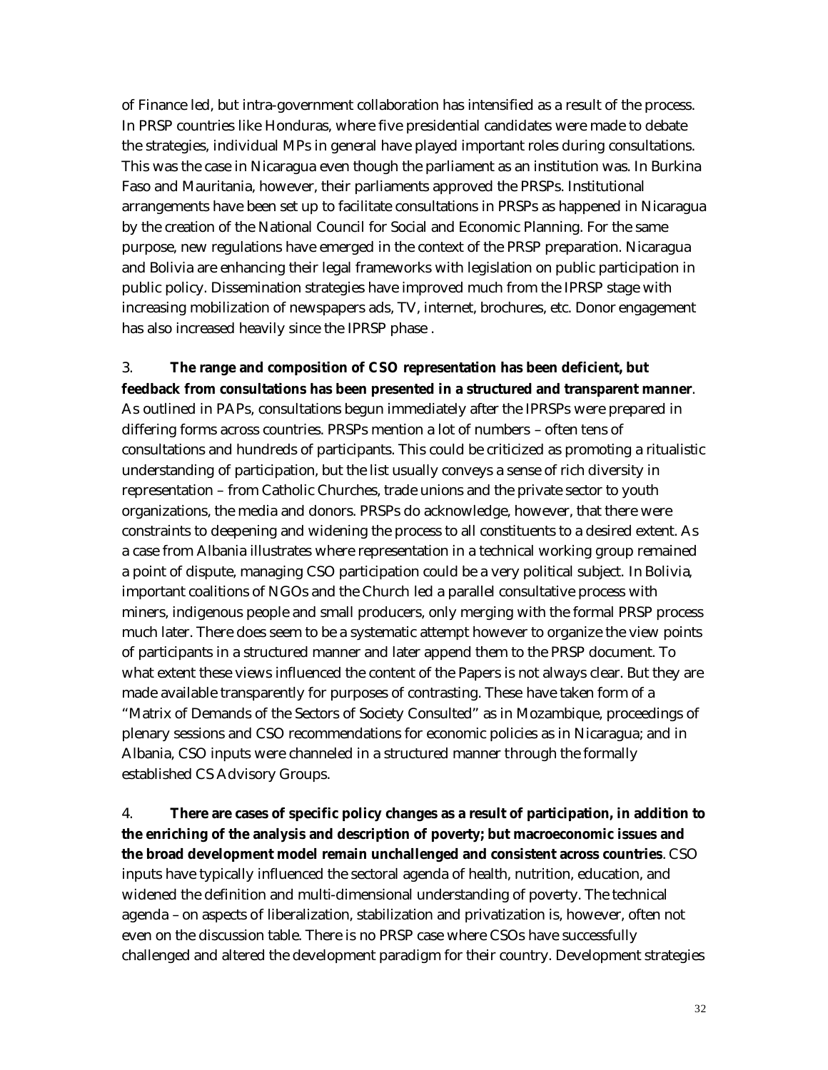of Finance led, but intra-government collaboration has intensified as a result of the process. In PRSP countries like Honduras, where five presidential candidates were made to debate the strategies, individual MPs in general have played important roles during consultations. This was the case in Nicaragua even though the parliament as an institution was. In Burkina Faso and Mauritania, however, their parliaments approved the PRSPs. Institutional arrangements have been set up to facilitate consultations in PRSPs as happened in Nicaragua by the creation of the National Council for Social and Economic Planning. For the same purpose, new regulations have emerged in the context of the PRSP preparation. Nicaragua and Bolivia are enhancing their legal frameworks with legislation on public participation in public policy. Dissemination strategies have improved much from the IPRSP stage with increasing mobilization of newspapers ads, TV, internet, brochures, etc. Donor engagement has also increased heavily since the IPRSP phase .

3. **The range and composition of CSO representation has been deficient, but feedback from consultations has been presented in a structured and transparent manner**. As outlined in PAPs, consultations begun immediately after the IPRSPs were prepared in differing forms across countries. PRSPs mention a lot of numbers – often tens of consultations and hundreds of participants. This could be criticized as promoting a ritualistic understanding of participation, but the list usually conveys a sense of rich diversity in representation – from Catholic Churches, trade unions and the private sector to youth organizations, the media and donors. PRSPs do acknowledge, however, that there were constraints to deepening and widening the process to all constituents to a desired extent. As a case from Albania illustrates where representation in a technical working group remained a point of dispute, managing CSO participation could be a very political subject. In Bolivia, important coalitions of NGOs and the Church led a parallel consultative process with miners, indigenous people and small producers, only merging with the formal PRSP process much later. There does seem to be a systematic attempt however to organize the view points of participants in a structured manner and later append them to the PRSP document. To what extent these views influenced the content of the Papers is not always clear. But they are made available transparently for purposes of contrasting. These have taken form of a "Matrix of Demands of the Sectors of Society Consulted" as in Mozambique, proceedings of plenary sessions and CSO recommendations for economic policies as in Nicaragua; and in Albania, CSO inputs were channeled in a structured manner through the formally established CS Advisory Groups.

4. **There are cases of specific policy changes as a result of participation, in addition to the enriching of the analysis and description of poverty; but macroeconomic issues and the broad development model remain unchallenged and consistent across countries**. CSO inputs have typically influenced the sectoral agenda of health, nutrition, education, and widened the definition and multi-dimensional understanding of poverty. The technical agenda – on aspects of liberalization, stabilization and privatization is, however, often not even on the discussion table. There is no PRSP case where CSOs have successfully challenged and altered the development paradigm for their country. Development strategies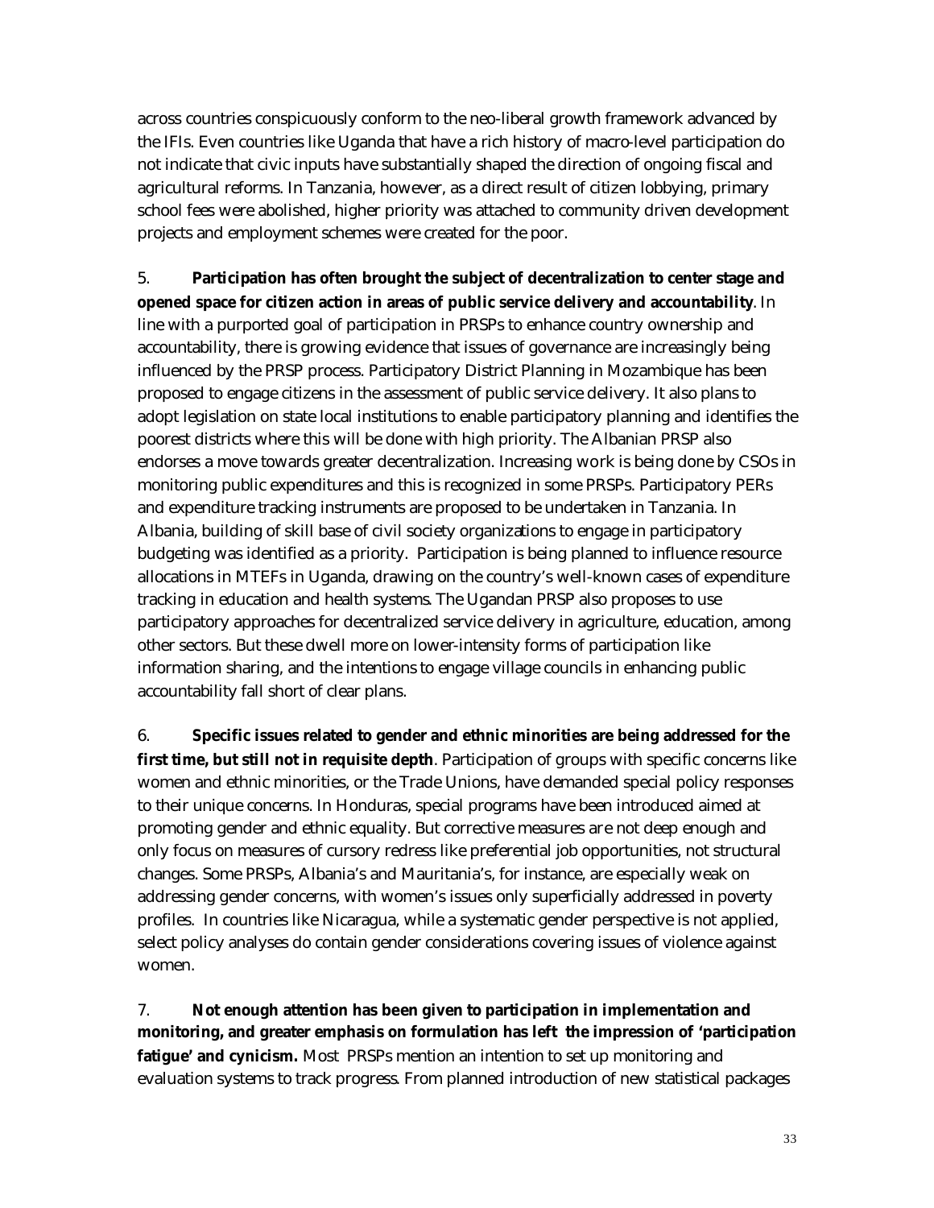across countries conspicuously conform to the neo-liberal growth framework advanced by the IFIs. Even countries like Uganda that have a rich history of macro-level participation do not indicate that civic inputs have substantially shaped the direction of ongoing fiscal and agricultural reforms. In Tanzania, however, as a direct result of citizen lobbying, primary school fees were abolished, higher priority was attached to community driven development projects and employment schemes were created for the poor.

5. **Participation has often brought the subject of decentralization to center stage and opened space for citizen action in areas of public service delivery and accountability**. In line with a purported goal of participation in PRSPs to enhance country ownership and accountability, there is growing evidence that issues of governance are increasingly being influenced by the PRSP process. Participatory District Planning in Mozambique has been proposed to engage citizens in the assessment of public service delivery. It also plans to adopt legislation on state local institutions to enable participatory planning and identifies the poorest districts where this will be done with high priority. The Albanian PRSP also endorses a move towards greater decentralization. Increasing work is being done by CSOs in monitoring public expenditures and this is recognized in some PRSPs. Participatory PERs and expenditure tracking instruments are proposed to be undertaken in Tanzania. In Albania, building of skill base of civil society organizations to engage in participatory budgeting was identified as a priority. Participation is being planned to influence resource allocations in MTEFs in Uganda, drawing on the country's well-known cases of expenditure tracking in education and health systems. The Ugandan PRSP also proposes to use participatory approaches for decentralized service delivery in agriculture, education, among other sectors. But these dwell more on lower-intensity forms of participation like information sharing, and the intentions to engage village councils in enhancing public accountability fall short of clear plans.

6. **Specific issues related to gender and ethnic minorities are being addressed for the first time, but still not in requisite depth**. Participation of groups with specific concerns like women and ethnic minorities, or the Trade Unions, have demanded special policy responses to their unique concerns. In Honduras, special programs have been introduced aimed at promoting gender and ethnic equality. But corrective measures are not deep enough and only focus on measures of cursory redress like preferential job opportunities, not structural changes. Some PRSPs, Albania's and Mauritania's, for instance, are especially weak on addressing gender concerns, with women's issues only superficially addressed in poverty profiles. In countries like Nicaragua, while a systematic gender perspective is not applied, select policy analyses do contain gender considerations covering issues of violence against women.

7. **Not enough attention has been given to participation in implementation and monitoring, and greater emphasis on formulation has left the impression of 'participation fatigue' and cynicism.** Most PRSPs mention an intention to set up monitoring and evaluation systems to track progress. From planned introduction of new statistical packages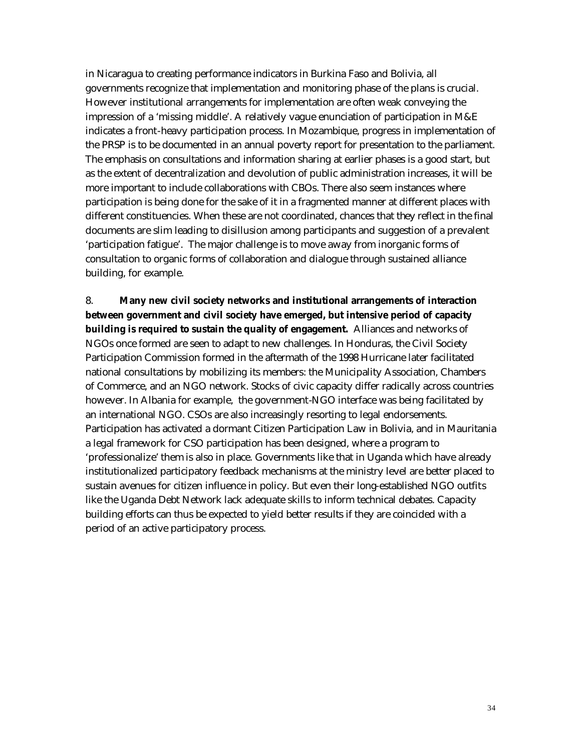in Nicaragua to creating performance indicators in Burkina Faso and Bolivia, all governments recognize that implementation and monitoring phase of the plans is crucial. However institutional arrangements for implementation are often weak conveying the impression of a 'missing middle'. A relatively vague enunciation of participation in M&E indicates a front-heavy participation process. In Mozambique, progress in implementation of the PRSP is to be documented in an annual poverty report for presentation to the parliament. The emphasis on consultations and information sharing at earlier phases is a good start, but as the extent of decentralization and devolution of public administration increases, it will be more important to include collaborations with CBOs. There also seem instances where participation is being done for the sake of it in a fragmented manner at different places with different constituencies. When these are not coordinated, chances that they reflect in the final documents are slim leading to disillusion among participants and suggestion of a prevalent 'participation fatigue'. The major challenge is to move away from inorganic forms of consultation to organic forms of collaboration and dialogue through sustained alliance building, for example.

8. **Many new civil society networks and institutional arrangements of interaction between government and civil society have emerged, but intensive period of capacity building is required to sustain the quality of engagement.** Alliances and networks of NGOs once formed are seen to adapt to new challenges. In Honduras, the Civil Society Participation Commission formed in the aftermath of the 1998 Hurricane later facilitated national consultations by mobilizing its members: the Municipality Association, Chambers of Commerce, and an NGO network. Stocks of civic capacity differ radically across countries however. In Albania for example, the government-NGO interface was being facilitated by an international NGO. CSOs are also increasingly resorting to legal endorsements. Participation has activated a dormant Citizen Participation Law in Bolivia, and in Mauritania a legal framework for CSO participation has been designed, where a program to 'professionalize' them is also in place. Governments like that in Uganda which have already institutionalized participatory feedback mechanisms at the ministry level are better placed to sustain avenues for citizen influence in policy. But even their long-established NGO outfits like the Uganda Debt Network lack adequate skills to inform technical debates. Capacity building efforts can thus be expected to yield better results if they are coincided with a period of an active participatory process.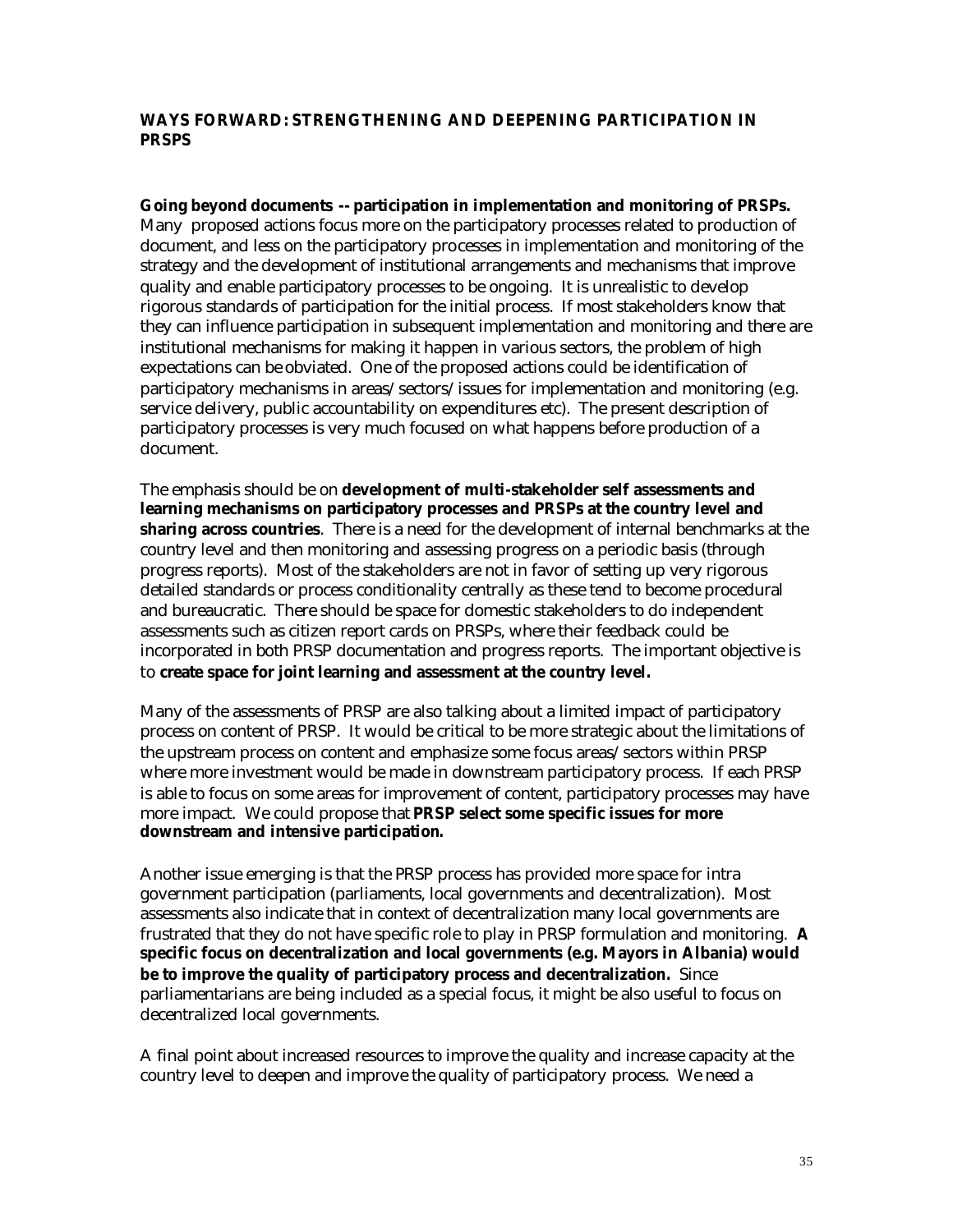## WAYS FORWARD: STRENGTHENING AND DEEPENING PARTICIPATION IN PRSPS

**Going beyond documents -- participation in implementation and monitoring of PRSPs.** Many proposed actions focus more on the participatory processes related to production of document, and less on the participatory processes in implementation and monitoring of the strategy and the development of institutional arrangements and mechanisms that improve quality and enable participatory processes to be ongoing. It is unrealistic to develop rigorous standards of participation for the initial process. If most stakeholders know that they can influence participation in subsequent implementation and monitoring and there are institutional mechanisms for making it happen in various sectors, the problem of high expectations can be obviated. One of the proposed actions could be identification of participatory mechanisms in areas/sectors/issues for implementation and monitoring (e.g. service delivery, public accountability on expenditures etc). The present description of participatory processes is very much focused on what happens before production of a document.

The emphasis should be on **development of multi-stakeholder self assessments and learning mechanisms on participatory processes and PRSPs at the country level and sharing across countries**. There is a need for the development of internal benchmarks at the country level and then monitoring and assessing progress on a periodic basis (through progress reports). Most of the stakeholders are not in favor of setting up very rigorous detailed standards or process conditionality centrally as these tend to become procedural and bureaucratic. There should be space for domestic stakeholders to do independent assessments such as citizen report cards on PRSPs, where their feedback could be incorporated in both PRSP documentation and progress reports. The important objective is to **create space for joint learning and assessment at the country level.**

Many of the assessments of PRSP are also talking about a limited impact of participatory process on content of PRSP. It would be critical to be more strategic about the limitations of the upstream process on content and emphasize some focus areas/sectors within PRSP where more investment would be made in downstream participatory process. If each PRSP is able to focus on some areas for improvement of content, participatory processes may have more impact. We could propose that **PRSP select some specific issues for more downstream and intensive participation.**

Another issue emerging is that the PRSP process has provided more space for intra government participation (parliaments, local governments and decentralization). Most assessments also indicate that in context of decentralization many local governments are frustrated that they do not have specific role to play in PRSP formulation and monitoring. **A specific focus on decentralization and local governments (e.g. Mayors in Albania) would be to improve the quality of participatory process and decentralization.** Since parliamentarians are being included as a special focus, it might be also useful to focus on decentralized local governments.

A final point about increased resources to improve the quality and increase capacity at the country level to deepen and improve the quality of participatory process. We need a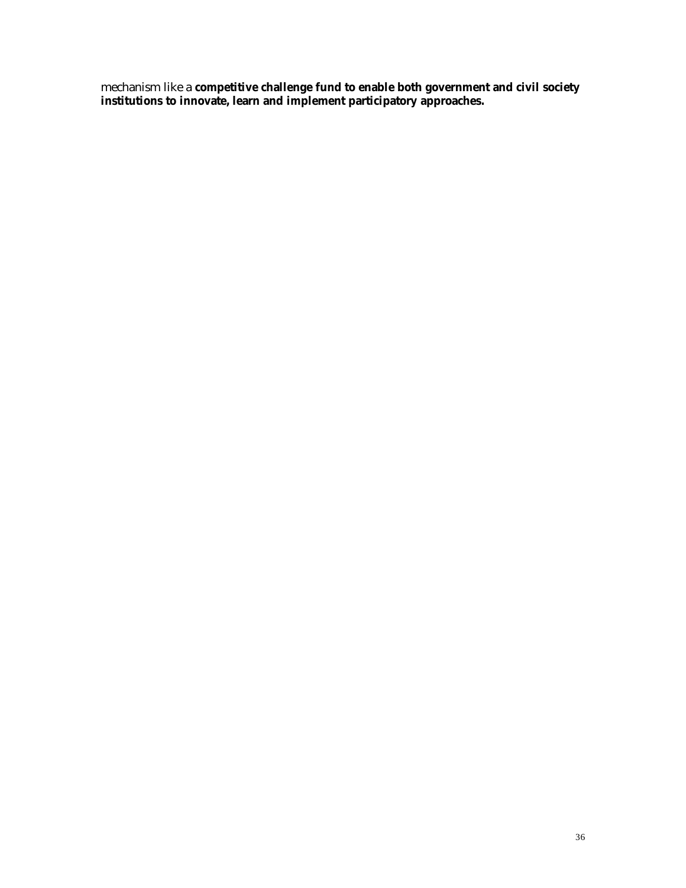mechanism like a **competitive challenge fund to enable both government and civil society institutions to innovate, learn and implement participatory approaches.**